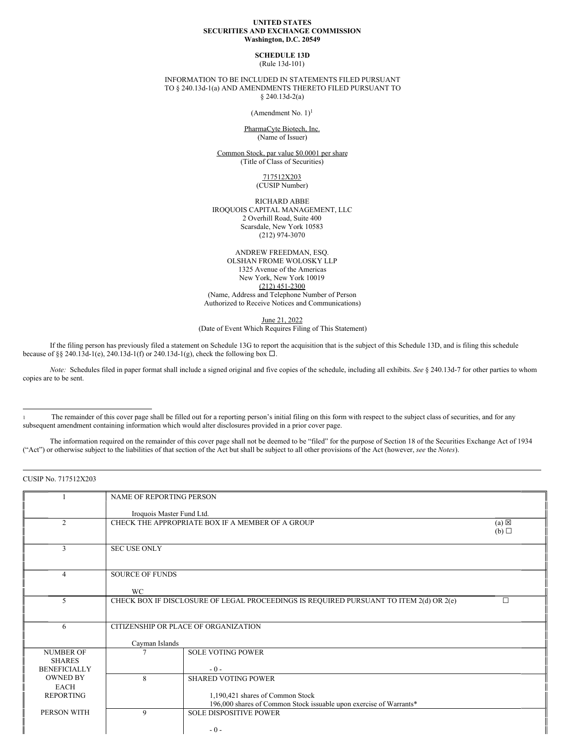**UNITED STATES**
**SECURITIES AND EXCHANGE COMMISSION**
**Washington, D.C. 20549**

**SCHEDULE 13D**
(Rule 13d-101)

INFORMATION TO BE INCLUDED IN STATEMENTS FILED PURSUANT TO § 240.13d-1(a) AND AMENDMENTS THERETO FILED PURSUANT TO § 240.13d-2(a)

(Amendment No. 1)[1]

PharmaCyte Biotech, Inc.
(Name of Issuer)

Common Stock, par value $0.0001 per share
(Title of Class of Securities)

717512X203
(CUSIP Number)

RICHARD ABBE
IROQUOIS CAPITAL MANAGEMENT, LLC
2 Overhill Road, Suite 400
Scarsdale, New York 10583
(212) 974-3070

ANDREW FREEDMAN, ESQ.
OLSHAN FROME WOLOSKY LLP
1325 Avenue of the Americas
New York, New York 10019
(212) 451-2300
(Name, Address and Telephone Number of Person Authorized to Receive Notices and Communications)

June 21, 2022
(Date of Event Which Requires Filing of This Statement)

If the filing person has previously filed a statement on Schedule 13G to report the acquisition that is the subject of this Schedule 13D, and is filing this schedule because of §§ 240.13d-1(e), 240.13d-1(f) or 240.13d-1(g), check the following box ☐.

*Note:* Schedules filed in paper format shall include a signed original and five copies of the schedule, including all exhibits. *See* § 240.13d-7 for other parties to whom copies are to be sent.

[1] The remainder of this cover page shall be filled out for a reporting person's initial filing on this form with respect to the subject class of securities, and for any subsequent amendment containing information which would alter disclosures provided in a prior cover page.

The information required on the remainder of this cover page shall not be deemed to be "filed" for the purpose of Section 18 of the Securities Exchange Act of 1934 ("Act") or otherwise subject to the liabilities of that section of the Act but shall be subject to all other provisions of the Act (however, *see* the *Notes*).

CUSIP No. 717512X203

| 1 | NAME OF REPORTING PERSON<br><br>Iroquois Master Fund Ltd. | |
|---|---|---|
| 2 | CHECK THE APPROPRIATE BOX IF A MEMBER OF A GROUP | (a) ☒<br>(b) ☐ |
| 3 | SEC USE ONLY | |
| 4 | SOURCE OF FUNDS<br><br>WC | |
| 5 | CHECK BOX IF DISCLOSURE OF LEGAL PROCEEDINGS IS REQUIRED PURSUANT TO ITEM 2(d) OR 2(e) | ☐ |
| 6 | CITIZENSHIP OR PLACE OF ORGANIZATION<br><br>Cayman Islands | |

| NUMBER OF SHARES BENEFICIALLY OWNED BY EACH REPORTING PERSON WITH | | |
|---|---|---|
| | 7 | SOLE VOTING POWER<br><br>- 0 - |
| | 8 | SHARED VOTING POWER<br><br>1,190,421 shares of Common Stock<br>196,000 shares of Common Stock issuable upon exercise of Warrants* |
| | 9 | SOLE DISPOSITIVE POWER<br><br>- 0 - |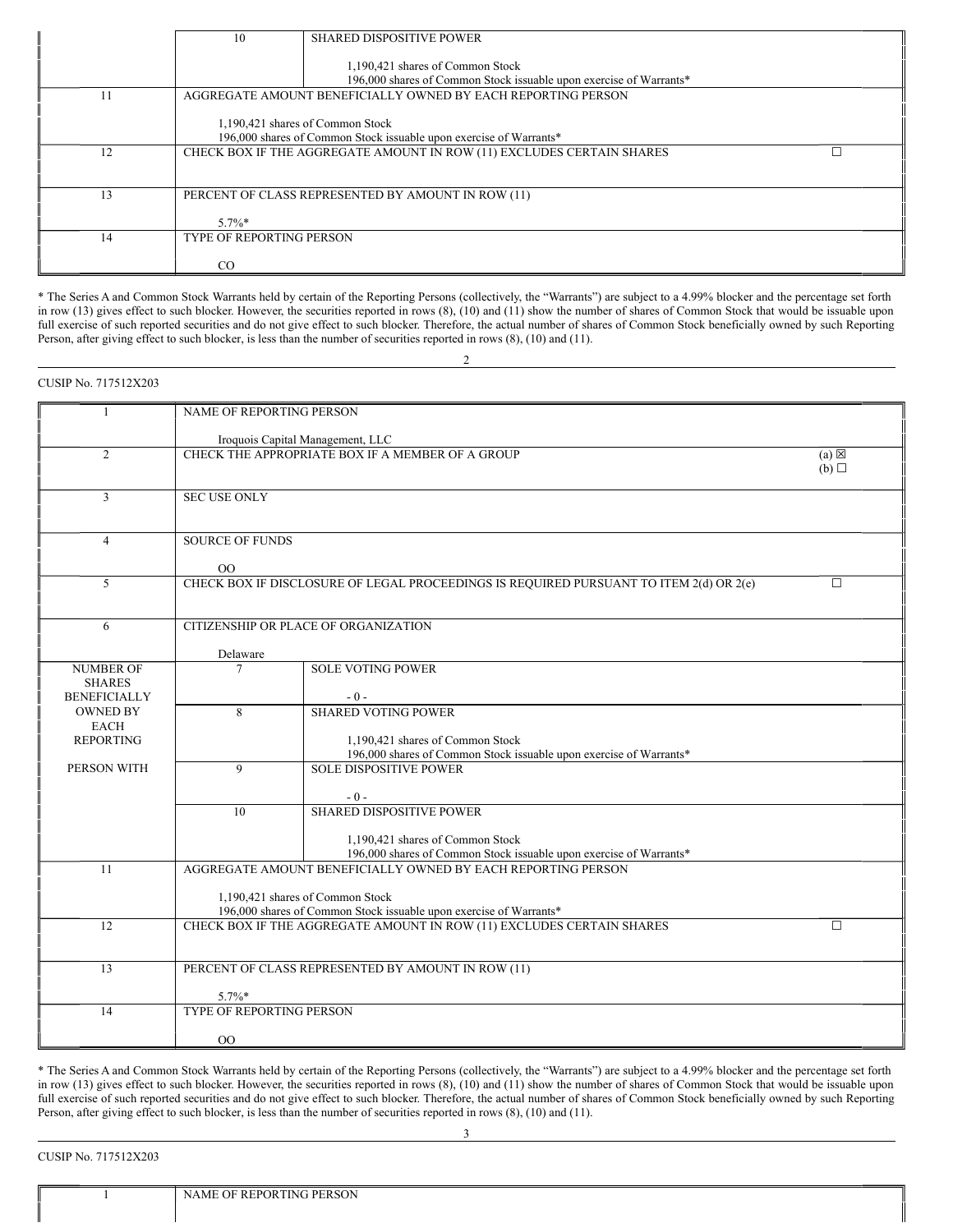| | 10 | SHARED DISPOSITIVE POWER<br><br>1,190,421 shares of Common Stock<br>196,000 shares of Common Stock issuable upon exercise of Warrants* |
|---|---|---|
| 11 | AGGREGATE AMOUNT BENEFICIALLY OWNED BY EACH REPORTING PERSON<br><br>1,190,421 shares of Common Stock<br>196,000 shares of Common Stock issuable upon exercise of Warrants* | |
| 12 | CHECK BOX IF THE AGGREGATE AMOUNT IN ROW (11) EXCLUDES CERTAIN SHARES ☐ | |
| 13 | PERCENT OF CLASS REPRESENTED BY AMOUNT IN ROW (11)<br><br>5.7%* | |
| 14 | TYPE OF REPORTING PERSON<br><br>CO | |

* The Series A and Common Stock Warrants held by certain of the Reporting Persons (collectively, the "Warrants") are subject to a 4.99% blocker and the percentage set forth in row (13) gives effect to such blocker. However, the securities reported in rows (8), (10) and (11) show the number of shares of Common Stock that would be issuable upon full exercise of such reported securities and do not give effect to such blocker. Therefore, the actual number of shares of Common Stock beneficially owned by such Reporting Person, after giving effect to such blocker, is less than the number of securities reported in rows (8), (10) and (11).

CUSIP No. 717512X203

| 1 | NAME OF REPORTING PERSON<br><br>Iroquois Capital Management, LLC | |
|---|---|---|
| 2 | CHECK THE APPROPRIATE BOX IF A MEMBER OF A GROUP (a) ☒ (b) ☐ | |
| 3 | SEC USE ONLY | |
| 4 | SOURCE OF FUNDS<br><br>OO | |
| 5 | CHECK BOX IF DISCLOSURE OF LEGAL PROCEEDINGS IS REQUIRED PURSUANT TO ITEM 2(d) OR 2(e) ☐ | |
| 6 | CITIZENSHIP OR PLACE OF ORGANIZATION<br><br>Delaware | |
| NUMBER OF SHARES BENEFICIALLY OWNED BY EACH REPORTING PERSON WITH | 7 | SOLE VOTING POWER<br><br>- 0 - |
| | 8 | SHARED VOTING POWER<br><br>1,190,421 shares of Common Stock<br>196,000 shares of Common Stock issuable upon exercise of Warrants* |
| | 9 | SOLE DISPOSITIVE POWER<br><br>- 0 - |
| | 10 | SHARED DISPOSITIVE POWER<br><br>1,190,421 shares of Common Stock<br>196,000 shares of Common Stock issuable upon exercise of Warrants* |
| 11 | AGGREGATE AMOUNT BENEFICIALLY OWNED BY EACH REPORTING PERSON<br><br>1,190,421 shares of Common Stock<br>196,000 shares of Common Stock issuable upon exercise of Warrants* | |
| 12 | CHECK BOX IF THE AGGREGATE AMOUNT IN ROW (11) EXCLUDES CERTAIN SHARES ☐ | |
| 13 | PERCENT OF CLASS REPRESENTED BY AMOUNT IN ROW (11)<br><br>5.7%* | |
| 14 | TYPE OF REPORTING PERSON<br><br>OO | |

* The Series A and Common Stock Warrants held by certain of the Reporting Persons (collectively, the "Warrants") are subject to a 4.99% blocker and the percentage set forth in row (13) gives effect to such blocker. However, the securities reported in rows (8), (10) and (11) show the number of shares of Common Stock that would be issuable upon full exercise of such reported securities and do not give effect to such blocker. Therefore, the actual number of shares of Common Stock beneficially owned by such Reporting Person, after giving effect to such blocker, is less than the number of securities reported in rows (8), (10) and (11).

CUSIP No. 717512X203

| 1 | NAME OF REPORTING PERSON |
|---|---|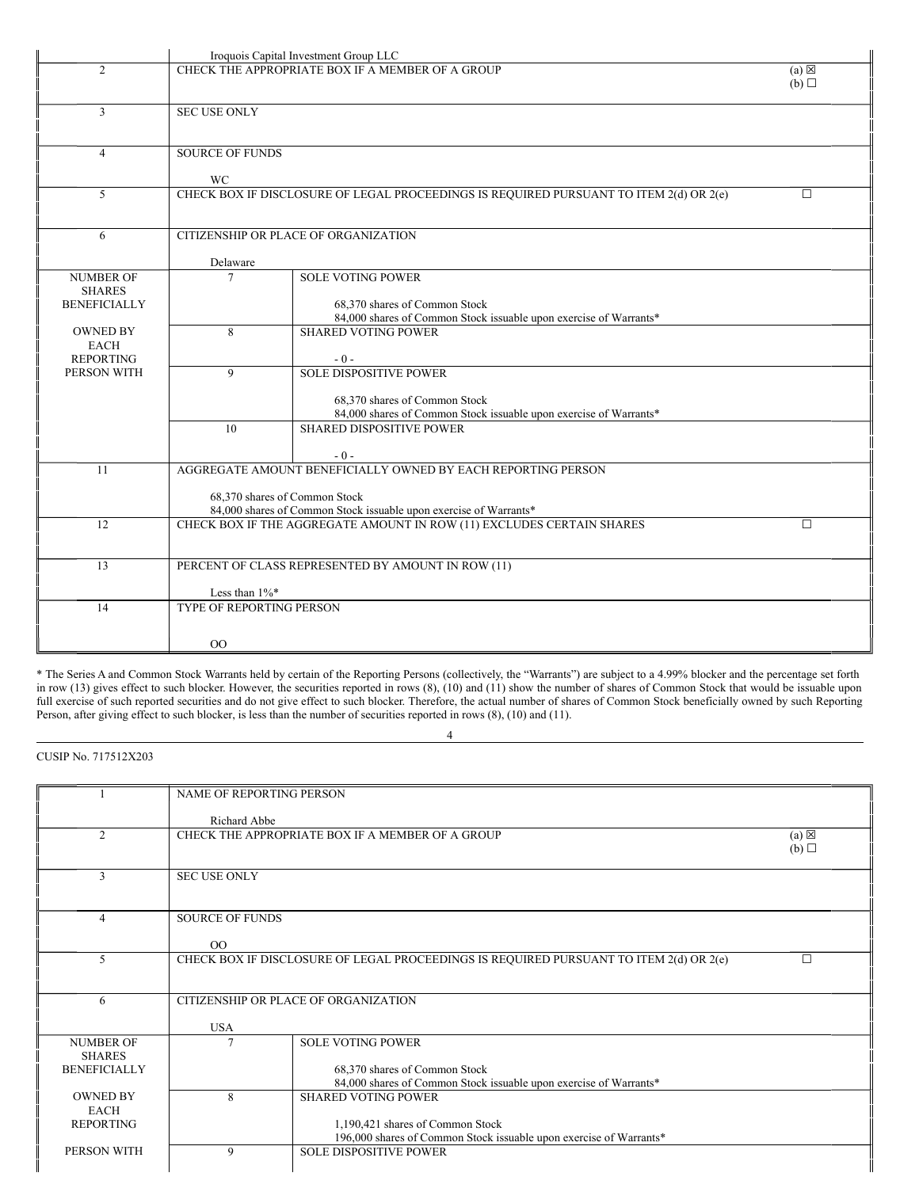| | | | |
|---|---|---|---|
| | Iroquois Capital Investment Group LLC | | |
| 2 | CHECK THE APPROPRIATE BOX IF A MEMBER OF A GROUP | | (a) ☒<br>(b) ☐ |
| 3 | SEC USE ONLY | | |
| 4 | SOURCE OF FUNDS<br><br>WC | | |
| 5 | CHECK BOX IF DISCLOSURE OF LEGAL PROCEEDINGS IS REQUIRED PURSUANT TO ITEM 2(d) OR 2(e) | | ☐ |
| 6 | CITIZENSHIP OR PLACE OF ORGANIZATION<br><br>Delaware | | |
| NUMBER OF SHARES BENEFICIALLY OWNED BY EACH REPORTING PERSON WITH | 7 | SOLE VOTING POWER<br><br>68,370 shares of Common Stock<br>84,000 shares of Common Stock issuable upon exercise of Warrants* | |
| | 8 | SHARED VOTING POWER<br><br>- 0 - | |
| | 9 | SOLE DISPOSITIVE POWER<br><br>68,370 shares of Common Stock<br>84,000 shares of Common Stock issuable upon exercise of Warrants* | |
| | 10 | SHARED DISPOSITIVE POWER<br><br>- 0 - | |
| 11 | AGGREGATE AMOUNT BENEFICIALLY OWNED BY EACH REPORTING PERSON<br><br>68,370 shares of Common Stock<br>84,000 shares of Common Stock issuable upon exercise of Warrants* | | |
| 12 | CHECK BOX IF THE AGGREGATE AMOUNT IN ROW (11) EXCLUDES CERTAIN SHARES | | ☐ |
| 13 | PERCENT OF CLASS REPRESENTED BY AMOUNT IN ROW (11)<br><br>Less than 1%* | | |
| 14 | TYPE OF REPORTING PERSON<br><br>OO | | |

* The Series A and Common Stock Warrants held by certain of the Reporting Persons (collectively, the "Warrants") are subject to a 4.99% blocker and the percentage set forth in row (13) gives effect to such blocker. However, the securities reported in rows (8), (10) and (11) show the number of shares of Common Stock that would be issuable upon full exercise of such reported securities and do not give effect to such blocker. Therefore, the actual number of shares of Common Stock beneficially owned by such Reporting Person, after giving effect to such blocker, is less than the number of securities reported in rows (8), (10) and (11).

CUSIP No. 717512X203

| | | | |
|---|---|---|---|
| 1 | NAME OF REPORTING PERSON<br><br>Richard Abbe | | |
| 2 | CHECK THE APPROPRIATE BOX IF A MEMBER OF A GROUP | | (a) ☒<br>(b) ☐ |
| 3 | SEC USE ONLY | | |
| 4 | SOURCE OF FUNDS<br><br>OO | | |
| 5 | CHECK BOX IF DISCLOSURE OF LEGAL PROCEEDINGS IS REQUIRED PURSUANT TO ITEM 2(d) OR 2(e) | | ☐ |
| 6 | CITIZENSHIP OR PLACE OF ORGANIZATION<br><br>USA | | |
| NUMBER OF SHARES BENEFICIALLY OWNED BY EACH REPORTING PERSON WITH | 7 | SOLE VOTING POWER<br><br>68,370 shares of Common Stock<br>84,000 shares of Common Stock issuable upon exercise of Warrants* | |
| | 8 | SHARED VOTING POWER<br><br>1,190,421 shares of Common Stock<br>196,000 shares of Common Stock issuable upon exercise of Warrants* | |
| | 9 | SOLE DISPOSITIVE POWER | |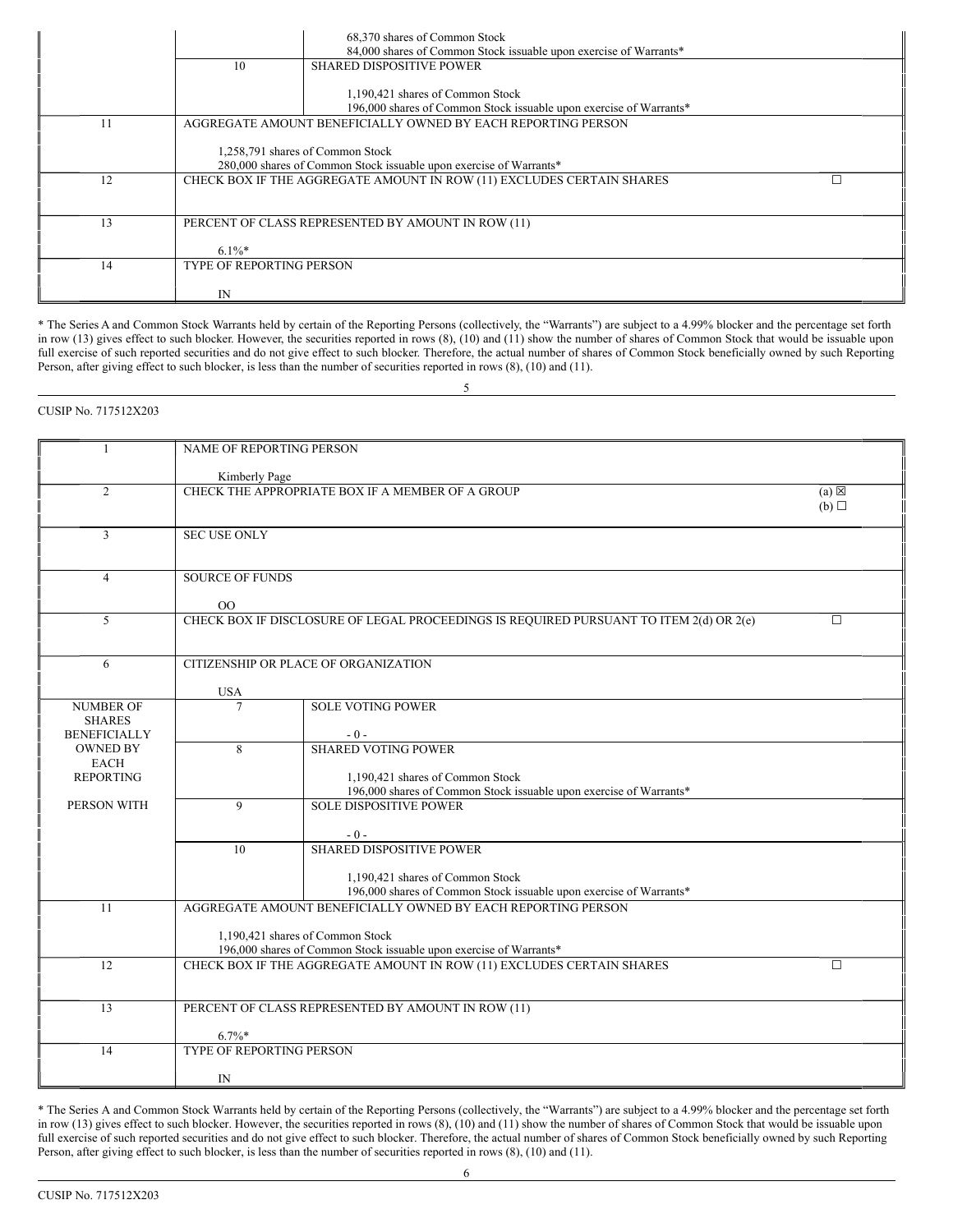| | | |
|---|---|---|
| | | 68,370 shares of Common Stock<br>84,000 shares of Common Stock issuable upon exercise of Warrants* |
| | 10 | SHARED DISPOSITIVE POWER<br><br>1,190,421 shares of Common Stock<br>196,000 shares of Common Stock issuable upon exercise of Warrants* |
| 11 | AGGREGATE AMOUNT BENEFICIALLY OWNED BY EACH REPORTING PERSON<br><br>1,258,791 shares of Common Stock<br>280,000 shares of Common Stock issuable upon exercise of Warrants* | |
| 12 | CHECK BOX IF THE AGGREGATE AMOUNT IN ROW (11) EXCLUDES CERTAIN SHARES ☐ | |
| 13 | PERCENT OF CLASS REPRESENTED BY AMOUNT IN ROW (11)<br><br>6.1%* | |
| 14 | TYPE OF REPORTING PERSON<br><br>IN | |

\* The Series A and Common Stock Warrants held by certain of the Reporting Persons (collectively, the "Warrants") are subject to a 4.99% blocker and the percentage set forth in row (13) gives effect to such blocker. However, the securities reported in rows (8), (10) and (11) show the number of shares of Common Stock that would be issuable upon full exercise of such reported securities and do not give effect to such blocker. Therefore, the actual number of shares of Common Stock beneficially owned by such Reporting Person, after giving effect to such blocker, is less than the number of securities reported in rows (8), (10) and (11).

CUSIP No. 717512X203

| | | |
|---|---|---|
| 1 | NAME OF REPORTING PERSON<br><br>Kimberly Page | |
| 2 | CHECK THE APPROPRIATE BOX IF A MEMBER OF A GROUP (a) ☒ (b) ☐ | |
| 3 | SEC USE ONLY | |
| 4 | SOURCE OF FUNDS<br><br>OO | |
| 5 | CHECK BOX IF DISCLOSURE OF LEGAL PROCEEDINGS IS REQUIRED PURSUANT TO ITEM 2(d) OR 2(e) ☐ | |
| 6 | CITIZENSHIP OR PLACE OF ORGANIZATION<br><br>USA | |
| NUMBER OF SHARES BENEFICIALLY OWNED BY EACH REPORTING PERSON WITH | 7 | SOLE VOTING POWER<br><br>- 0 - |
| | 8 | SHARED VOTING POWER<br><br>1,190,421 shares of Common Stock<br>196,000 shares of Common Stock issuable upon exercise of Warrants* |
| | 9 | SOLE DISPOSITIVE POWER<br><br>- 0 - |
| | 10 | SHARED DISPOSITIVE POWER<br><br>1,190,421 shares of Common Stock<br>196,000 shares of Common Stock issuable upon exercise of Warrants* |
| 11 | AGGREGATE AMOUNT BENEFICIALLY OWNED BY EACH REPORTING PERSON<br><br>1,190,421 shares of Common Stock<br>196,000 shares of Common Stock issuable upon exercise of Warrants* | |
| 12 | CHECK BOX IF THE AGGREGATE AMOUNT IN ROW (11) EXCLUDES CERTAIN SHARES ☐ | |
| 13 | PERCENT OF CLASS REPRESENTED BY AMOUNT IN ROW (11)<br><br>6.7%* | |
| 14 | TYPE OF REPORTING PERSON<br><br>IN | |

\* The Series A and Common Stock Warrants held by certain of the Reporting Persons (collectively, the "Warrants") are subject to a 4.99% blocker and the percentage set forth in row (13) gives effect to such blocker. However, the securities reported in rows (8), (10) and (11) show the number of shares of Common Stock that would be issuable upon full exercise of such reported securities and do not give effect to such blocker. Therefore, the actual number of shares of Common Stock beneficially owned by such Reporting Person, after giving effect to such blocker, is less than the number of securities reported in rows (8), (10) and (11).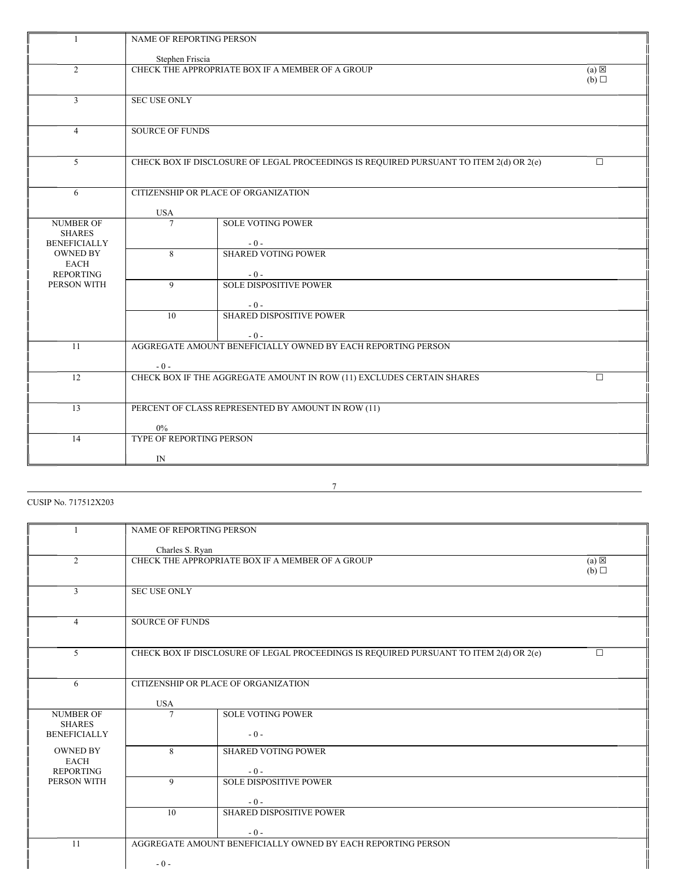| | | | |
|---|---|---|---|
| 1 | NAME OF REPORTING PERSON<br><br>Stephen Friscia | | |
| 2 | CHECK THE APPROPRIATE BOX IF A MEMBER OF A GROUP | | (a) ☒<br>(b) ☐ |
| 3 | SEC USE ONLY | | |
| 4 | SOURCE OF FUNDS | | |
| 5 | CHECK BOX IF DISCLOSURE OF LEGAL PROCEEDINGS IS REQUIRED PURSUANT TO ITEM 2(d) OR 2(e) | | ☐ |
| 6 | CITIZENSHIP OR PLACE OF ORGANIZATION<br><br>USA | | |
| NUMBER OF SHARES BENEFICIALLY OWNED BY EACH REPORTING PERSON WITH | 7 | SOLE VOTING POWER<br><br>- 0 - | |
| | 8 | SHARED VOTING POWER<br><br>- 0 - | |
| | 9 | SOLE DISPOSITIVE POWER<br><br>- 0 - | |
| | 10 | SHARED DISPOSITIVE POWER<br><br>- 0 - | |
| 11 | AGGREGATE AMOUNT BENEFICIALLY OWNED BY EACH REPORTING PERSON<br><br>- 0 - | | |
| 12 | CHECK BOX IF THE AGGREGATE AMOUNT IN ROW (11) EXCLUDES CERTAIN SHARES | | ☐ |
| 13 | PERCENT OF CLASS REPRESENTED BY AMOUNT IN ROW (11)<br><br>0% | | |
| 14 | TYPE OF REPORTING PERSON<br><br>IN | | |

CUSIP No. 717512X203

| | | | |
|---|---|---|---|
| 1 | NAME OF REPORTING PERSON<br><br>Charles S. Ryan | | |
| 2 | CHECK THE APPROPRIATE BOX IF A MEMBER OF A GROUP | | (a) ☒<br>(b) ☐ |
| 3 | SEC USE ONLY | | |
| 4 | SOURCE OF FUNDS | | |
| 5 | CHECK BOX IF DISCLOSURE OF LEGAL PROCEEDINGS IS REQUIRED PURSUANT TO ITEM 2(d) OR 2(e) | | ☐ |
| 6 | CITIZENSHIP OR PLACE OF ORGANIZATION<br><br>USA | | |
| NUMBER OF SHARES BENEFICIALLY OWNED BY EACH REPORTING PERSON WITH | 7 | SOLE VOTING POWER<br><br>- 0 - | |
| | 8 | SHARED VOTING POWER<br><br>- 0 - | |
| | 9 | SOLE DISPOSITIVE POWER<br><br>- 0 - | |
| | 10 | SHARED DISPOSITIVE POWER<br><br>- 0 - | |
| 11 | AGGREGATE AMOUNT BENEFICIALLY OWNED BY EACH REPORTING PERSON<br><br>- 0 - | | |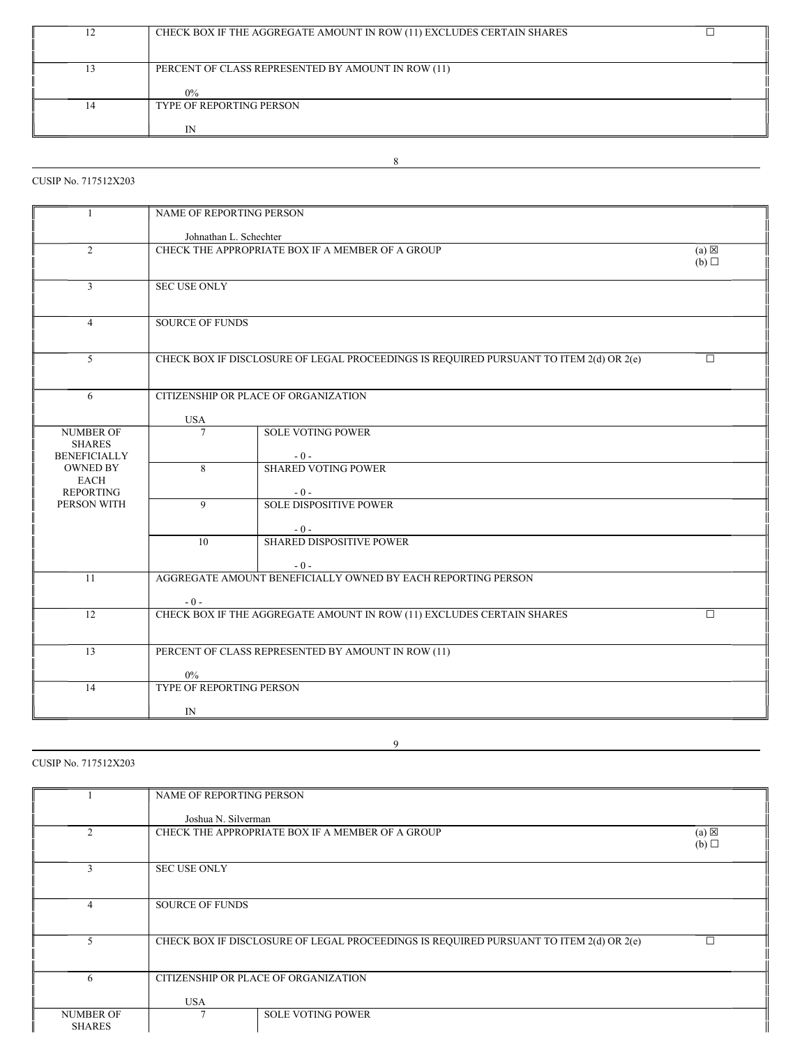| 12 | CHECK BOX IF THE AGGREGATE AMOUNT IN ROW (11) EXCLUDES CERTAIN SHARES | | ☐ |
|---|---|---|---|
| 13 | PERCENT OF CLASS REPRESENTED BY AMOUNT IN ROW (11)<br><br>0% | | |
| 14 | TYPE OF REPORTING PERSON<br><br>IN | | |

CUSIP No. 717512X203

| 1 | NAME OF REPORTING PERSON<br><br>Johnathan L. Schechter | | |
|---|---|---|---|
| 2 | CHECK THE APPROPRIATE BOX IF A MEMBER OF A GROUP | | (a) ☒<br>(b) ☐ |
| 3 | SEC USE ONLY | | |
| 4 | SOURCE OF FUNDS | | |
| 5 | CHECK BOX IF DISCLOSURE OF LEGAL PROCEEDINGS IS REQUIRED PURSUANT TO ITEM 2(d) OR 2(e) | | ☐ |
| 6 | CITIZENSHIP OR PLACE OF ORGANIZATION<br><br>USA | | |
| NUMBER OF SHARES BENEFICIALLY OWNED BY EACH REPORTING PERSON WITH | 7 | SOLE VOTING POWER<br><br>- 0 - | |
| | 8 | SHARED VOTING POWER<br><br>- 0 - | |
| | 9 | SOLE DISPOSITIVE POWER<br><br>- 0 - | |
| | 10 | SHARED DISPOSITIVE POWER<br><br>- 0 - | |
| 11 | AGGREGATE AMOUNT BENEFICIALLY OWNED BY EACH REPORTING PERSON<br><br>- 0 - | | |
| 12 | CHECK BOX IF THE AGGREGATE AMOUNT IN ROW (11) EXCLUDES CERTAIN SHARES | | ☐ |
| 13 | PERCENT OF CLASS REPRESENTED BY AMOUNT IN ROW (11)<br><br>0% | | |
| 14 | TYPE OF REPORTING PERSON<br><br>IN | | |

CUSIP No. 717512X203

| 1 | NAME OF REPORTING PERSON<br><br>Joshua N. Silverman | | |
|---|---|---|---|
| 2 | CHECK THE APPROPRIATE BOX IF A MEMBER OF A GROUP | | (a) ☒<br>(b) ☐ |
| 3 | SEC USE ONLY | | |
| 4 | SOURCE OF FUNDS | | |
| 5 | CHECK BOX IF DISCLOSURE OF LEGAL PROCEEDINGS IS REQUIRED PURSUANT TO ITEM 2(d) OR 2(e) | | ☐ |
| 6 | CITIZENSHIP OR PLACE OF ORGANIZATION<br><br>USA | | |
| NUMBER OF SHARES | 7 | SOLE VOTING POWER | |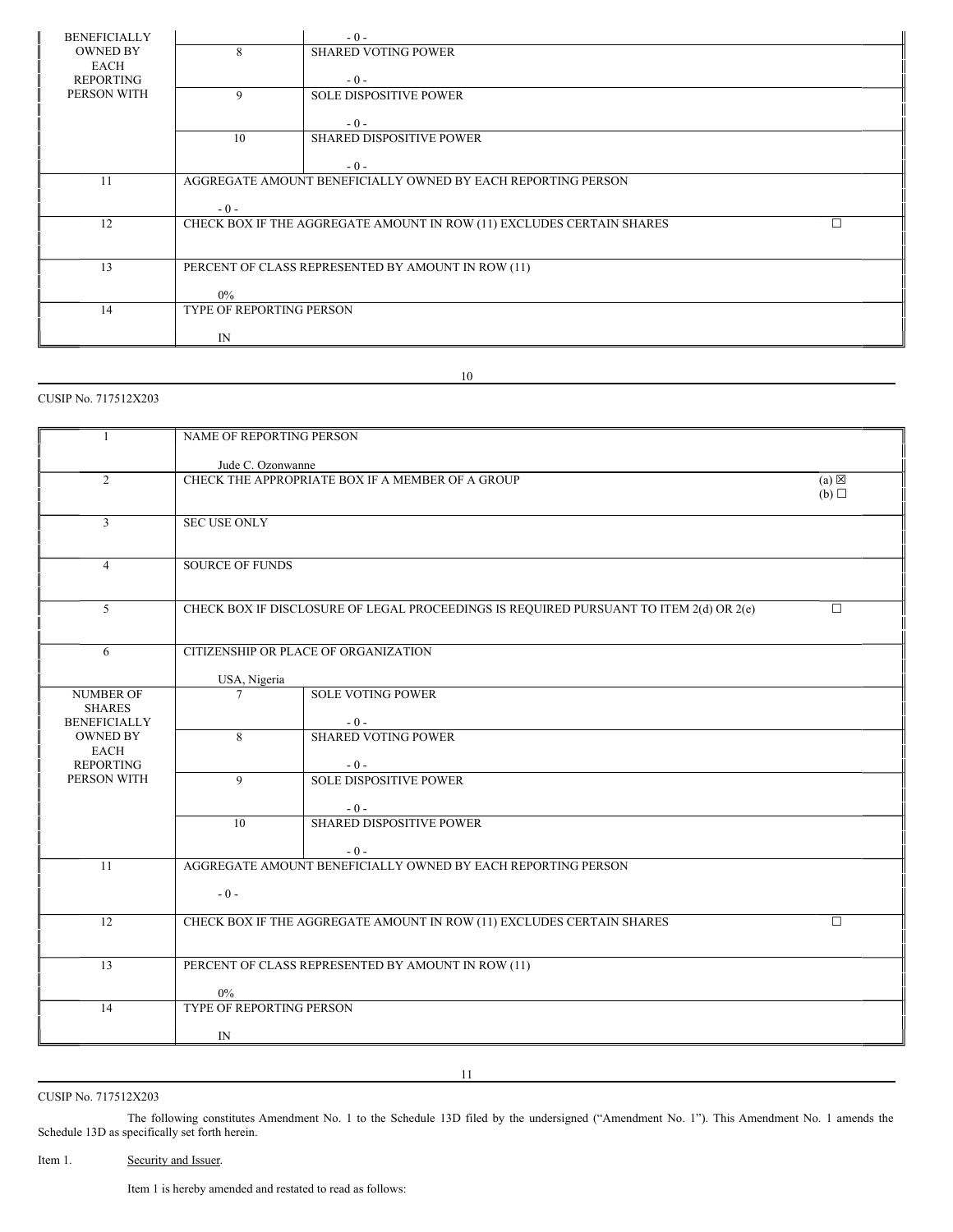| BENEFICIALLY OWNED BY EACH REPORTING PERSON WITH | | - 0 - |
|---|---|---|
| | 8 | SHARED VOTING POWER<br><br>- 0 - |
| | 9 | SOLE DISPOSITIVE POWER<br><br>- 0 - |
| | 10 | SHARED DISPOSITIVE POWER<br><br>- 0 - |
| 11 | AGGREGATE AMOUNT BENEFICIALLY OWNED BY EACH REPORTING PERSON<br><br>- 0 - | |
| 12 | CHECK BOX IF THE AGGREGATE AMOUNT IN ROW (11) EXCLUDES CERTAIN SHARES ☐ | |
| 13 | PERCENT OF CLASS REPRESENTED BY AMOUNT IN ROW (11)<br><br>0% | |
| 14 | TYPE OF REPORTING PERSON<br><br>IN | |

CUSIP No. 717512X203

| 1 | NAME OF REPORTING PERSON<br><br>Jude C. Ozonwanne | |
|---|---|---|
| 2 | CHECK THE APPROPRIATE BOX IF A MEMBER OF A GROUP | (a) ☒<br>(b) ☐ |
| 3 | SEC USE ONLY | |
| 4 | SOURCE OF FUNDS | |
| 5 | CHECK BOX IF DISCLOSURE OF LEGAL PROCEEDINGS IS REQUIRED PURSUANT TO ITEM 2(d) OR 2(e) | ☐ |
| 6 | CITIZENSHIP OR PLACE OF ORGANIZATION<br><br>USA, Nigeria | |

| NUMBER OF SHARES BENEFICIALLY OWNED BY EACH REPORTING PERSON WITH | 7 | SOLE VOTING POWER<br><br>- 0 - |
|---|---|---|
| | 8 | SHARED VOTING POWER<br><br>- 0 - |
| | 9 | SOLE DISPOSITIVE POWER<br><br>- 0 - |
| | 10 | SHARED DISPOSITIVE POWER<br><br>- 0 - |
| 11 | AGGREGATE AMOUNT BENEFICIALLY OWNED BY EACH REPORTING PERSON<br><br>- 0 - | |
| 12 | CHECK BOX IF THE AGGREGATE AMOUNT IN ROW (11) EXCLUDES CERTAIN SHARES ☐ | |
| 13 | PERCENT OF CLASS REPRESENTED BY AMOUNT IN ROW (11)<br><br>0% | |
| 14 | TYPE OF REPORTING PERSON<br><br>IN | |

CUSIP No. 717512X203

The following constitutes Amendment No. 1 to the Schedule 13D filed by the undersigned ("Amendment No. 1"). This Amendment No. 1 amends the Schedule 13D as specifically set forth herein.

Item 1. Security and Issuer.

Item 1 is hereby amended and restated to read as follows: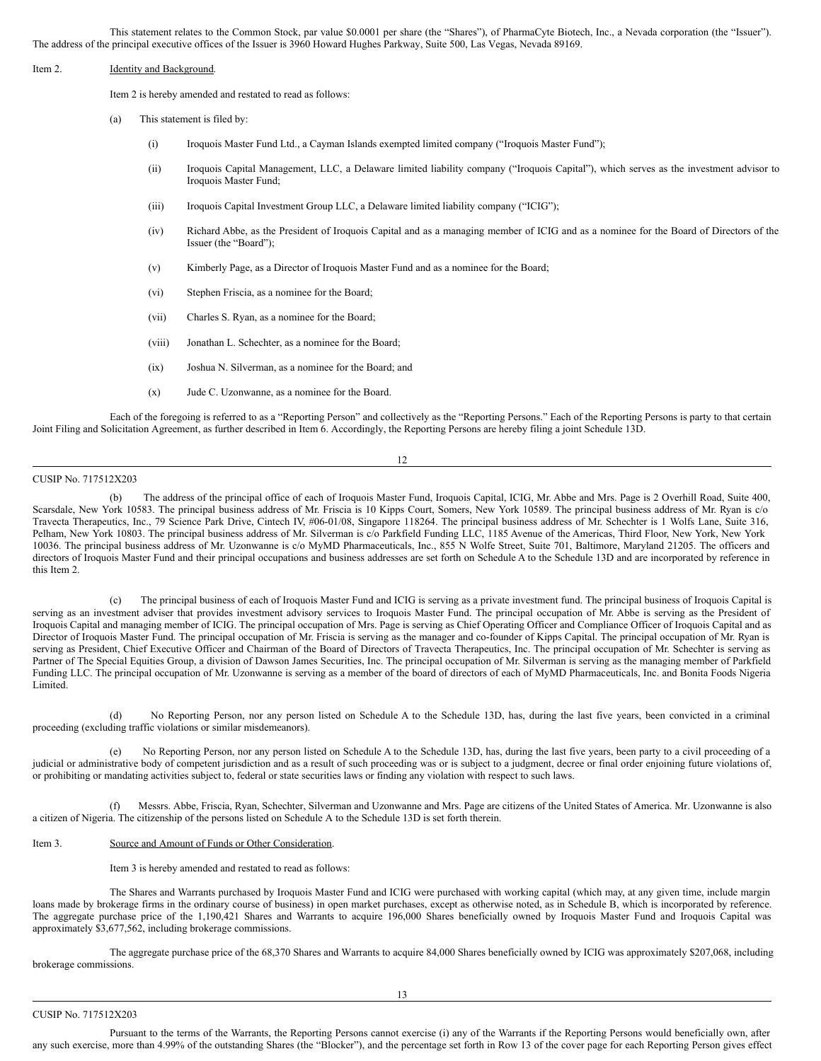This statement relates to the Common Stock, par value $0.0001 per share (the "Shares"), of PharmaCyte Biotech, Inc., a Nevada corporation (the "Issuer"). The address of the principal executive offices of the Issuer is 3960 Howard Hughes Parkway, Suite 500, Las Vegas, Nevada 89169.

Item 2. Identity and Background.

Item 2 is hereby amended and restated to read as follows:

(a) This statement is filed by:

(i) Iroquois Master Fund Ltd., a Cayman Islands exempted limited company ("Iroquois Master Fund");

(ii) Iroquois Capital Management, LLC, a Delaware limited liability company ("Iroquois Capital"), which serves as the investment advisor to Iroquois Master Fund;

(iii) Iroquois Capital Investment Group LLC, a Delaware limited liability company ("ICIG");

(iv) Richard Abbe, as the President of Iroquois Capital and as a managing member of ICIG and as a nominee for the Board of Directors of the Issuer (the "Board");

(v) Kimberly Page, as a Director of Iroquois Master Fund and as a nominee for the Board;

(vi) Stephen Friscia, as a nominee for the Board;

(vii) Charles S. Ryan, as a nominee for the Board;

(viii) Jonathan L. Schechter, as a nominee for the Board;

(ix) Joshua N. Silverman, as a nominee for the Board; and

(x) Jude C. Uzonwanne, as a nominee for the Board.

Each of the foregoing is referred to as a "Reporting Person" and collectively as the "Reporting Persons." Each of the Reporting Persons is party to that certain Joint Filing and Solicitation Agreement, as further described in Item 6. Accordingly, the Reporting Persons are hereby filing a joint Schedule 13D.

CUSIP No. 717512X203

(b) The address of the principal office of each of Iroquois Master Fund, Iroquois Capital, ICIG, Mr. Abbe and Mrs. Page is 2 Overhill Road, Suite 400, Scarsdale, New York 10583. The principal business address of Mr. Friscia is 10 Kipps Court, Somers, New York 10589. The principal business address of Mr. Ryan is c/o Travecta Therapeutics, Inc., 79 Science Park Drive, Cintech IV, #06-01/08, Singapore 118264. The principal business address of Mr. Schechter is 1 Wolfs Lane, Suite 316, Pelham, New York 10803. The principal business address of Mr. Silverman is c/o Parkfield Funding LLC, 1185 Avenue of the Americas, Third Floor, New York, New York 10036. The principal business address of Mr. Uzonwanne is c/o MyMD Pharmaceuticals, Inc., 855 N Wolfe Street, Suite 701, Baltimore, Maryland 21205. The officers and directors of Iroquois Master Fund and their principal occupations and business addresses are set forth on Schedule A to the Schedule 13D and are incorporated by reference in this Item 2.

(c) The principal business of each of Iroquois Master Fund and ICIG is serving as a private investment fund. The principal business of Iroquois Capital is serving as an investment adviser that provides investment advisory services to Iroquois Master Fund. The principal occupation of Mr. Abbe is serving as the President of Iroquois Capital and managing member of ICIG. The principal occupation of Mrs. Page is serving as Chief Operating Officer and Compliance Officer of Iroquois Capital and as Director of Iroquois Master Fund. The principal occupation of Mr. Friscia is serving as the manager and co-founder of Kipps Capital. The principal occupation of Mr. Ryan is serving as President, Chief Executive Officer and Chairman of the Board of Directors of Travecta Therapeutics, Inc. The principal occupation of Mr. Schechter is serving as Partner of The Special Equities Group, a division of Dawson James Securities, Inc. The principal occupation of Mr. Silverman is serving as the managing member of Parkfield Funding LLC. The principal occupation of Mr. Uzonwanne is serving as a member of the board of directors of each of MyMD Pharmaceuticals, Inc. and Bonita Foods Nigeria Limited.

(d) No Reporting Person, nor any person listed on Schedule A to the Schedule 13D, has, during the last five years, been convicted in a criminal proceeding (excluding traffic violations or similar misdemeanors).

(e) No Reporting Person, nor any person listed on Schedule A to the Schedule 13D, has, during the last five years, been party to a civil proceeding of a judicial or administrative body of competent jurisdiction and as a result of such proceeding was or is subject to a judgment, decree or final order enjoining future violations of, or prohibiting or mandating activities subject to, federal or state securities laws or finding any violation with respect to such laws.

(f) Messrs. Abbe, Friscia, Ryan, Schechter, Silverman and Uzonwanne and Mrs. Page are citizens of the United States of America. Mr. Uzonwanne is also a citizen of Nigeria. The citizenship of the persons listed on Schedule A to the Schedule 13D is set forth therein.

Item 3. Source and Amount of Funds or Other Consideration.

Item 3 is hereby amended and restated to read as follows:

The Shares and Warrants purchased by Iroquois Master Fund and ICIG were purchased with working capital (which may, at any given time, include margin loans made by brokerage firms in the ordinary course of business) in open market purchases, except as otherwise noted, as in Schedule B, which is incorporated by reference. The aggregate purchase price of the 1,190,421 Shares and Warrants to acquire 196,000 Shares beneficially owned by Iroquois Master Fund and Iroquois Capital was approximately $3,677,562, including brokerage commissions.

The aggregate purchase price of the 68,370 Shares and Warrants to acquire 84,000 Shares beneficially owned by ICIG was approximately $207,068, including brokerage commissions.

CUSIP No. 717512X203

Pursuant to the terms of the Warrants, the Reporting Persons cannot exercise (i) any of the Warrants if the Reporting Persons would beneficially own, after any such exercise, more than 4.99% of the outstanding Shares (the "Blocker"), and the percentage set forth in Row 13 of the cover page for each Reporting Person gives effect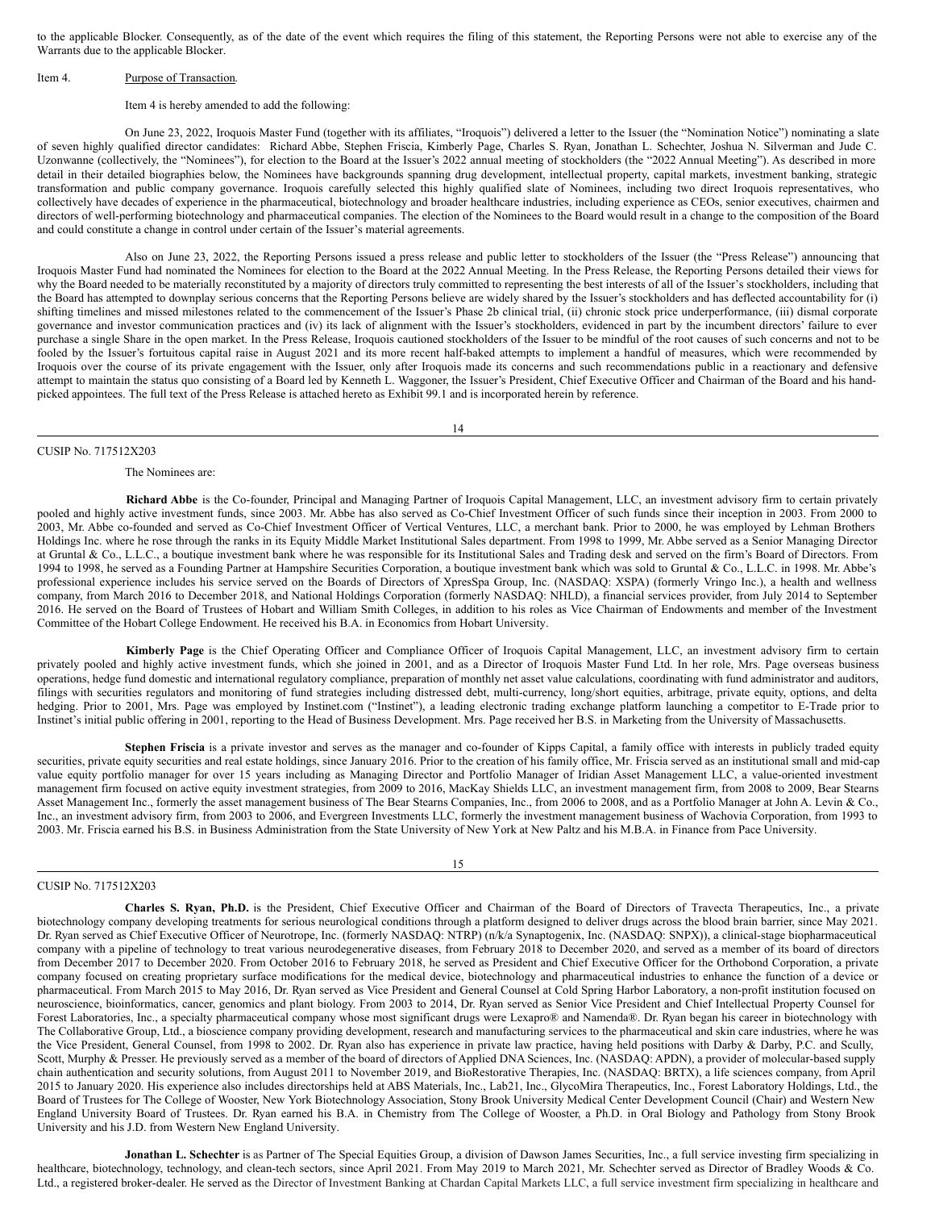to the applicable Blocker. Consequently, as of the date of the event which requires the filing of this statement, the Reporting Persons were not able to exercise any of the Warrants due to the applicable Blocker.

Item 4. Purpose of Transaction.

Item 4 is hereby amended to add the following:

On June 23, 2022, Iroquois Master Fund (together with its affiliates, "Iroquois") delivered a letter to the Issuer (the "Nomination Notice") nominating a slate of seven highly qualified director candidates: Richard Abbe, Stephen Friscia, Kimberly Page, Charles S. Ryan, Jonathan L. Schechter, Joshua N. Silverman and Jude C. Uzonwanne (collectively, the "Nominees"), for election to the Board at the Issuer's 2022 annual meeting of stockholders (the "2022 Annual Meeting"). As described in more detail in their detailed biographies below, the Nominees have backgrounds spanning drug development, intellectual property, capital markets, investment banking, strategic transformation and public company governance. Iroquois carefully selected this highly qualified slate of Nominees, including two direct Iroquois representatives, who collectively have decades of experience in the pharmaceutical, biotechnology and broader healthcare industries, including experience as CEOs, senior executives, chairmen and directors of well-performing biotechnology and pharmaceutical companies. The election of the Nominees to the Board would result in a change to the composition of the Board and could constitute a change in control under certain of the Issuer's material agreements.

Also on June 23, 2022, the Reporting Persons issued a press release and public letter to stockholders of the Issuer (the "Press Release") announcing that Iroquois Master Fund had nominated the Nominees for election to the Board at the 2022 Annual Meeting. In the Press Release, the Reporting Persons detailed their views for why the Board needed to be materially reconstituted by a majority of directors truly committed to representing the best interests of all of the Issuer's stockholders, including that the Board has attempted to downplay serious concerns that the Reporting Persons believe are widely shared by the Issuer's stockholders and has deflected accountability for (i) shifting timelines and missed milestones related to the commencement of the Issuer's Phase 2b clinical trial, (ii) chronic stock price underperformance, (iii) dismal corporate governance and investor communication practices and (iv) its lack of alignment with the Issuer's stockholders, evidenced in part by the incumbent directors' failure to ever purchase a single Share in the open market. In the Press Release, Iroquois cautioned stockholders of the Issuer to be mindful of the root causes of such concerns and not to be fooled by the Issuer's fortuitous capital raise in August 2021 and its more recent half-baked attempts to implement a handful of measures, which were recommended by Iroquois over the course of its private engagement with the Issuer, only after Iroquois made its concerns and such recommendations public in a reactionary and defensive attempt to maintain the status quo consisting of a Board led by Kenneth L. Waggoner, the Issuer's President, Chief Executive Officer and Chairman of the Board and his hand-picked appointees. The full text of the Press Release is attached hereto as Exhibit 99.1 and is incorporated herein by reference.

CUSIP No. 717512X203

The Nominees are:

**Richard Abbe** is the Co-founder, Principal and Managing Partner of Iroquois Capital Management, LLC, an investment advisory firm to certain privately pooled and highly active investment funds, since 2003. Mr. Abbe has also served as Co-Chief Investment Officer of such funds since their inception in 2003. From 2000 to 2003, Mr. Abbe co-founded and served as Co-Chief Investment Officer of Vertical Ventures, LLC, a merchant bank. Prior to 2000, he was employed by Lehman Brothers Holdings Inc. where he rose through the ranks in its Equity Middle Market Institutional Sales department. From 1998 to 1999, Mr. Abbe served as a Senior Managing Director at Gruntal & Co., L.L.C., a boutique investment bank where he was responsible for its Institutional Sales and Trading desk and served on the firm's Board of Directors. From 1994 to 1998, he served as a Founding Partner at Hampshire Securities Corporation, a boutique investment bank which was sold to Gruntal & Co., L.L.C. in 1998. Mr. Abbe's professional experience includes his service served on the Boards of Directors of XpresSpa Group, Inc. (NASDAQ: XSPA) (formerly Vringo Inc.), a health and wellness company, from March 2016 to December 2018, and National Holdings Corporation (formerly NASDAQ: NHLD), a financial services provider, from July 2014 to September 2016. He served on the Board of Trustees of Hobart and William Smith Colleges, in addition to his roles as Vice Chairman of Endowments and member of the Investment Committee of the Hobart College Endowment. He received his B.A. in Economics from Hobart University.

**Kimberly Page** is the Chief Operating Officer and Compliance Officer of Iroquois Capital Management, LLC, an investment advisory firm to certain privately pooled and highly active investment funds, which she joined in 2001, and as a Director of Iroquois Master Fund Ltd. In her role, Mrs. Page overseas business operations, hedge fund domestic and international regulatory compliance, preparation of monthly net asset value calculations, coordinating with fund administrator and auditors, filings with securities regulators and monitoring of fund strategies including distressed debt, multi-currency, long/short equities, arbitrage, private equity, options, and delta hedging. Prior to 2001, Mrs. Page was employed by Instinet.com ("Instinet"), a leading electronic trading exchange platform launching a competitor to E-Trade prior to Instinet's initial public offering in 2001, reporting to the Head of Business Development. Mrs. Page received her B.S. in Marketing from the University of Massachusetts.

**Stephen Friscia** is a private investor and serves as the manager and co-founder of Kipps Capital, a family office with interests in publicly traded equity securities, private equity securities and real estate holdings, since January 2016. Prior to the creation of his family office, Mr. Friscia served as an institutional small and mid-cap value equity portfolio manager for over 15 years including as Managing Director and Portfolio Manager of Iridian Asset Management LLC, a value-oriented investment management firm focused on active equity investment strategies, from 2009 to 2016, MacKay Shields LLC, an investment management firm, from 2008 to 2009, Bear Stearns Asset Management Inc., formerly the asset management business of The Bear Stearns Companies, Inc., from 2006 to 2008, and as a Portfolio Manager at John A. Levin & Co., Inc., an investment advisory firm, from 2003 to 2006, and Evergreen Investments LLC, formerly the investment management business of Wachovia Corporation, from 1993 to 2003. Mr. Friscia earned his B.S. in Business Administration from the State University of New York at New Paltz and his M.B.A. in Finance from Pace University.

CUSIP No. 717512X203

**Charles S. Ryan, Ph.D.** is the President, Chief Executive Officer and Chairman of the Board of Directors of Travecta Therapeutics, Inc., a private biotechnology company developing treatments for serious neurological conditions through a platform designed to deliver drugs across the blood brain barrier, since May 2021. Dr. Ryan served as Chief Executive Officer of Neurotrope, Inc. (formerly NASDAQ: NTRP) (n/k/a Synaptogenix, Inc. (NASDAQ: SNPX)), a clinical-stage biopharmaceutical company with a pipeline of technology to treat various neurodegenerative diseases, from February 2018 to December 2020, and served as a member of its board of directors from December 2017 to December 2020. From October 2016 to February 2018, he served as President and Chief Executive Officer for the Orthobond Corporation, a private company focused on creating proprietary surface modifications for the medical device, biotechnology and pharmaceutical industries to enhance the function of a device or pharmaceutical. From March 2015 to May 2016, Dr. Ryan served as Vice President and General Counsel at Cold Spring Harbor Laboratory, a non-profit institution focused on neuroscience, bioinformatics, cancer, genomics and plant biology. From 2003 to 2014, Dr. Ryan served as Senior Vice President and Chief Intellectual Property Counsel for Forest Laboratories, Inc., a specialty pharmaceutical company whose most significant drugs were Lexapro® and Namenda®. Dr. Ryan began his career in biotechnology with The Collaborative Group, Ltd., a bioscience company providing development, research and manufacturing services to the pharmaceutical and skin care industries, where he was the Vice President, General Counsel, from 1998 to 2002. Dr. Ryan also has experience in private law practice, having held positions with Darby & Darby, P.C. and Scully, Scott, Murphy & Presser. He previously served as a member of the board of directors of Applied DNA Sciences, Inc. (NASDAQ: APDN), a provider of molecular-based supply chain authentication and security solutions, from August 2011 to November 2019, and BioRestorative Therapies, Inc. (NASDAQ: BRTX), a life sciences company, from April 2015 to January 2020. His experience also includes directorships held at ABS Materials, Inc., Lab21, Inc., GlycoMira Therapeutics, Inc., Forest Laboratory Holdings, Ltd., the Board of Trustees for The College of Wooster, New York Biotechnology Association, Stony Brook University Medical Center Development Council (Chair) and Western New England University Board of Trustees. Dr. Ryan earned his B.A. in Chemistry from The College of Wooster, a Ph.D. in Oral Biology and Pathology from Stony Brook University and his J.D. from Western New England University.

**Jonathan L. Schechter** is as Partner of The Special Equities Group, a division of Dawson James Securities, Inc., a full service investing firm specializing in healthcare, biotechnology, technology, and clean-tech sectors, since April 2021. From May 2019 to March 2021, Mr. Schechter served as Director of Bradley Woods & Co. Ltd., a registered broker-dealer. He served as the Director of Investment Banking at Chardan Capital Markets LLC, a full service investment firm specializing in healthcare and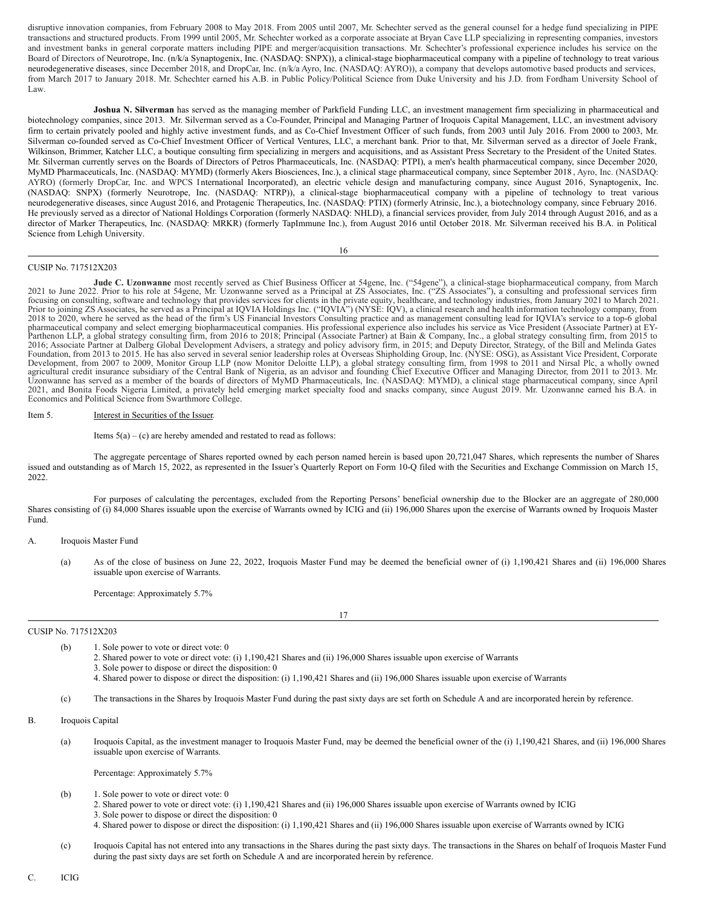disruptive innovation companies, from February 2008 to May 2018. From 2005 until 2007, Mr. Schechter served as the general counsel for a hedge fund specializing in PIPE transactions and structured products. From 1999 until 2005, Mr. Schechter worked as a corporate associate at Bryan Cave LLP specializing in representing companies, investors and investment banks in general corporate matters including PIPE and merger/acquisition transactions. Mr. Schechter's professional experience includes his service on the Board of Directors of Neurotrope, Inc. (n/k/a Synaptogenix, Inc. (NASDAQ: SNPX)), a clinical-stage biopharmaceutical company with a pipeline of technology to treat various neurodegenerative diseases, since December 2018, and DropCar, Inc. (n/k/a Ayro, Inc. (NASDAQ: AYRO)), a company that develops automotive based products and services, from March 2017 to January 2018. Mr. Schechter earned his A.B. in Public Policy/Political Science from Duke University and his J.D. from Fordham University School of Law.

**Joshua N. Silverman** has served as the managing member of Parkfield Funding LLC, an investment management firm specializing in pharmaceutical and biotechnology companies, since 2013. Mr. Silverman served as a Co-Founder, Principal and Managing Partner of Iroquois Capital Management, LLC, an investment advisory firm to certain privately pooled and highly active investment funds, and as Co-Chief Investment Officer of such funds, from 2003 until July 2016. From 2000 to 2003, Mr. Silverman co-founded served as Co-Chief Investment Officer of Vertical Ventures, LLC, a merchant bank. Prior to that, Mr. Silverman served as a director of Joele Frank, Wilkinson, Brimmer, Katcher LLC, a boutique consulting firm specializing in mergers and acquisitions, and as Assistant Press Secretary to the President of the United States. Mr. Silverman currently serves on the Boards of Directors of Petros Pharmaceuticals, Inc. (NASDAQ: PTPI), a men's health pharmaceutical company, since December 2020, MyMD Pharmaceuticals, Inc. (NASDAQ: MYMD) (formerly Akers Biosciences, Inc.), a clinical stage pharmaceutical company, since September 2018 , Ayro, Inc. (NASDAQ: AYRO) (formerly DropCar, Inc. and WPCS International Incorporated), an electric vehicle design and manufacturing company, since August 2016, Synaptogenix, Inc. (NASDAQ: SNPX) (formerly Neurotrope, Inc. (NASDAQ: NTRP)), a clinical-stage biopharmaceutical company with a pipeline of technology to treat various neurodegenerative diseases, since August 2016, and Protagenic Therapeutics, Inc. (NASDAQ: PTIX) (formerly Atrinsic, Inc.), a biotechnology company, since February 2016. He previously served as a director of National Holdings Corporation (formerly NASDAQ: NHLD), a financial services provider, from July 2014 through August 2016, and as a director of Marker Therapeutics, Inc. (NASDAQ: MRKR) (formerly TapImmune Inc.), from August 2016 until October 2018. Mr. Silverman received his B.A. in Political Science from Lehigh University.

CUSIP No. 717512X203

**Jude C. Uzonwanne** most recently served as Chief Business Officer at 54gene, Inc. ("54gene"), a clinical-stage biopharmaceutical company, from March 2021 to June 2022. Prior to his role at 54gene, Mr. Uzonwanne served as a Principal at ZS Associates, Inc. ("ZS Associates"), a consulting and professional services firm focusing on consulting, software and technology that provides services for clients in the private equity, healthcare, and technology industries, from January 2021 to March 2021. Prior to joining ZS Associates, he served as a Principal at IQVIA Holdings Inc. ("IQVIA") (NYSE: IQV), a clinical research and health information technology company, from 2018 to 2020, where he served as the head of the firm's US Financial Investors Consulting practice and as management consulting lead for IQVIA's service to a top-6 global pharmaceutical company and select emerging biopharmaceutical companies. His professional experience also includes his service as Vice President (Associate Partner) at EY-Parthenon LLP, a global strategy consulting firm, from 2016 to 2018; Principal (Associate Partner) at Bain & Company, Inc., a global strategy consulting firm, from 2015 to 2016; Associate Partner at Dalberg Global Development Advisers, a strategy and policy advisory firm, in 2015; and Deputy Director, Strategy, of the Bill and Melinda Gates Foundation, from 2013 to 2015. He has also served in several senior leadership roles at Overseas Shipholding Group, Inc. (NYSE: OSG), as Assistant Vice President, Corporate Development, from 2007 to 2009, Monitor Group LLP (now Monitor Deloitte LLP), a global strategy consulting firm, from 1998 to 2011 and Nirsal Plc, a wholly owned agricultural credit insurance subsidiary of the Central Bank of Nigeria, as an advisor and founding Chief Executive Officer and Managing Director, from 2011 to 2013. Mr. Uzonwanne has served as a member of the boards of directors of MyMD Pharmaceuticals, Inc. (NASDAQ: MYMD), a clinical stage pharmaceutical company, since April 2021, and Bonita Foods Nigeria Limited, a privately held emerging market specialty food and snacks company, since August 2019. Mr. Uzonwanne earned his B.A. in Economics and Political Science from Swarthmore College.

Item 5. Interest in Securities of the Issuer.

Items 5(a) – (c) are hereby amended and restated to read as follows:

The aggregate percentage of Shares reported owned by each person named herein is based upon 20,721,047 Shares, which represents the number of Shares issued and outstanding as of March 15, 2022, as represented in the Issuer's Quarterly Report on Form 10-Q filed with the Securities and Exchange Commission on March 15, 2022.

For purposes of calculating the percentages, excluded from the Reporting Persons' beneficial ownership due to the Blocker are an aggregate of 280,000 Shares consisting of (i) 84,000 Shares issuable upon the exercise of Warrants owned by ICIG and (ii) 196,000 Shares upon the exercise of Warrants owned by Iroquois Master Fund.

A. Iroquois Master Fund

(a) As of the close of business on June 22, 2022, Iroquois Master Fund may be deemed the beneficial owner of (i) 1,190,421 Shares and (ii) 196,000 Shares issuable upon exercise of Warrants.

Percentage: Approximately 5.7%

CUSIP No. 717512X203

(b)
1. Sole power to vote or direct vote: 0
2. Shared power to vote or direct vote: (i) 1,190,421 Shares and (ii) 196,000 Shares issuable upon exercise of Warrants
3. Sole power to dispose or direct the disposition: 0
4. Shared power to dispose or direct the disposition: (i) 1,190,421 Shares and (ii) 196,000 Shares issuable upon exercise of Warrants

(c) The transactions in the Shares by Iroquois Master Fund during the past sixty days are set forth on Schedule A and are incorporated herein by reference.

B. Iroquois Capital

(a) Iroquois Capital, as the investment manager to Iroquois Master Fund, may be deemed the beneficial owner of the (i) 1,190,421 Shares, and (ii) 196,000 Shares issuable upon exercise of Warrants.

Percentage: Approximately 5.7%

(b)
1. Sole power to vote or direct vote: 0
2. Shared power to vote or direct vote: (i) 1,190,421 Shares and (ii) 196,000 Shares issuable upon exercise of Warrants owned by ICIG
3. Sole power to dispose or direct the disposition: 0
4. Shared power to dispose or direct the disposition: (i) 1,190,421 Shares and (ii) 196,000 Shares issuable upon exercise of Warrants owned by ICIG

(c) Iroquois Capital has not entered into any transactions in the Shares during the past sixty days. The transactions in the Shares on behalf of Iroquois Master Fund during the past sixty days are set forth on Schedule A and are incorporated herein by reference.

C. ICIG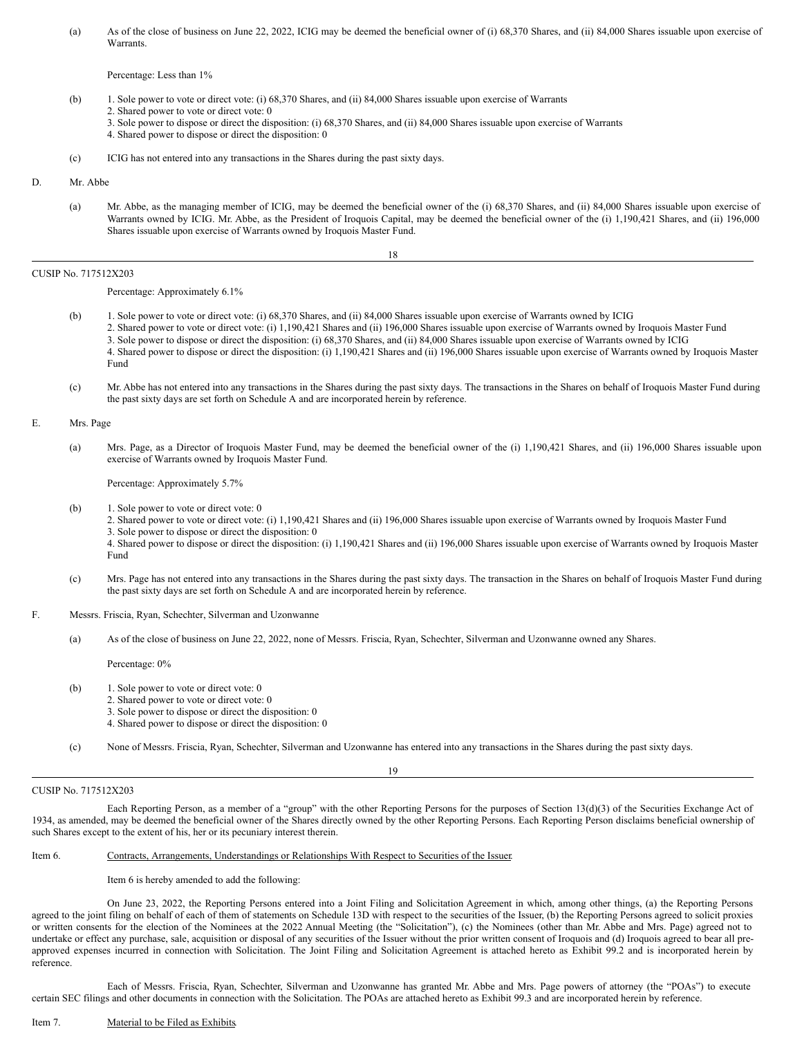(a) As of the close of business on June 22, 2022, ICIG may be deemed the beneficial owner of (i) 68,370 Shares, and (ii) 84,000 Shares issuable upon exercise of Warrants.

Percentage: Less than 1%

(b) 1. Sole power to vote or direct vote: (i) 68,370 Shares, and (ii) 84,000 Shares issuable upon exercise of Warrants
2. Shared power to vote or direct vote: 0
3. Sole power to dispose or direct the disposition: (i) 68,370 Shares, and (ii) 84,000 Shares issuable upon exercise of Warrants
4. Shared power to dispose or direct the disposition: 0

(c) ICIG has not entered into any transactions in the Shares during the past sixty days.

D. Mr. Abbe

(a) Mr. Abbe, as the managing member of ICIG, may be deemed the beneficial owner of the (i) 68,370 Shares, and (ii) 84,000 Shares issuable upon exercise of Warrants owned by ICIG. Mr. Abbe, as the President of Iroquois Capital, may be deemed the beneficial owner of the (i) 1,190,421 Shares, and (ii) 196,000 Shares issuable upon exercise of Warrants owned by Iroquois Master Fund.

CUSIP No. 717512X203

Percentage: Approximately 6.1%

(b) 1. Sole power to vote or direct vote: (i) 68,370 Shares, and (ii) 84,000 Shares issuable upon exercise of Warrants owned by ICIG
2. Shared power to vote or direct vote: (i) 1,190,421 Shares and (ii) 196,000 Shares issuable upon exercise of Warrants owned by Iroquois Master Fund
3. Sole power to dispose or direct the disposition: (i) 68,370 Shares, and (ii) 84,000 Shares issuable upon exercise of Warrants owned by ICIG
4. Shared power to dispose or direct the disposition: (i) 1,190,421 Shares and (ii) 196,000 Shares issuable upon exercise of Warrants owned by Iroquois Master Fund

(c) Mr. Abbe has not entered into any transactions in the Shares during the past sixty days. The transactions in the Shares on behalf of Iroquois Master Fund during the past sixty days are set forth on Schedule A and are incorporated herein by reference.

E. Mrs. Page

(a) Mrs. Page, as a Director of Iroquois Master Fund, may be deemed the beneficial owner of the (i) 1,190,421 Shares, and (ii) 196,000 Shares issuable upon exercise of Warrants owned by Iroquois Master Fund.

Percentage: Approximately 5.7%

(b) 1. Sole power to vote or direct vote: 0
2. Shared power to vote or direct vote: (i) 1,190,421 Shares and (ii) 196,000 Shares issuable upon exercise of Warrants owned by Iroquois Master Fund
3. Sole power to dispose or direct the disposition: 0
4. Shared power to dispose or direct the disposition: (i) 1,190,421 Shares and (ii) 196,000 Shares issuable upon exercise of Warrants owned by Iroquois Master Fund

(c) Mrs. Page has not entered into any transactions in the Shares during the past sixty days. The transaction in the Shares on behalf of Iroquois Master Fund during the past sixty days are set forth on Schedule A and are incorporated herein by reference.

F. Messrs. Friscia, Ryan, Schechter, Silverman and Uzonwanne

(a) As of the close of business on June 22, 2022, none of Messrs. Friscia, Ryan, Schechter, Silverman and Uzonwanne owned any Shares.

Percentage: 0%

(b) 1. Sole power to vote or direct vote: 0
2. Shared power to vote or direct vote: 0
3. Sole power to dispose or direct the disposition: 0
4. Shared power to dispose or direct the disposition: 0

(c) None of Messrs. Friscia, Ryan, Schechter, Silverman and Uzonwanne has entered into any transactions in the Shares during the past sixty days.

CUSIP No. 717512X203

Each Reporting Person, as a member of a "group" with the other Reporting Persons for the purposes of Section 13(d)(3) of the Securities Exchange Act of 1934, as amended, may be deemed the beneficial owner of the Shares directly owned by the other Reporting Persons. Each Reporting Person disclaims beneficial ownership of such Shares except to the extent of his, her or its pecuniary interest therein.

Item 6. Contracts, Arrangements, Understandings or Relationships With Respect to Securities of the Issuer.

Item 6 is hereby amended to add the following:

On June 23, 2022, the Reporting Persons entered into a Joint Filing and Solicitation Agreement in which, among other things, (a) the Reporting Persons agreed to the joint filing on behalf of each of them of statements on Schedule 13D with respect to the securities of the Issuer, (b) the Reporting Persons agreed to solicit proxies or written consents for the election of the Nominees at the 2022 Annual Meeting (the "Solicitation"), (c) the Nominees (other than Mr. Abbe and Mrs. Page) agreed not to undertake or effect any purchase, sale, acquisition or disposal of any securities of the Issuer without the prior written consent of Iroquois and (d) Iroquois agreed to bear all pre-approved expenses incurred in connection with Solicitation. The Joint Filing and Solicitation Agreement is attached hereto as Exhibit 99.2 and is incorporated herein by reference.

Each of Messrs. Friscia, Ryan, Schechter, Silverman and Uzonwanne has granted Mr. Abbe and Mrs. Page powers of attorney (the "POAs") to execute certain SEC filings and other documents in connection with the Solicitation. The POAs are attached hereto as Exhibit 99.3 and are incorporated herein by reference.

Item 7. Material to be Filed as Exhibits.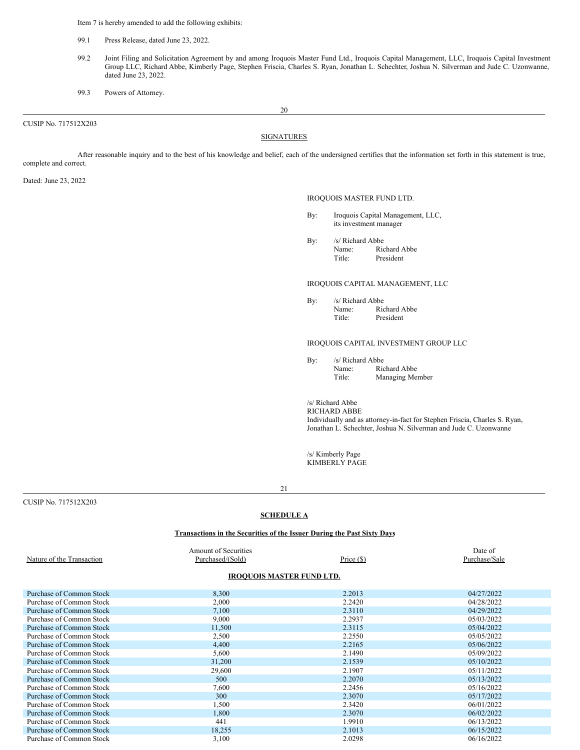Item 7 is hereby amended to add the following exhibits:

99.1 Press Release, dated June 23, 2022.

99.2 Joint Filing and Solicitation Agreement by and among Iroquois Master Fund Ltd., Iroquois Capital Management, LLC, Iroquois Capital Investment Group LLC, Richard Abbe, Kimberly Page, Stephen Friscia, Charles S. Ryan, Jonathan L. Schechter, Joshua N. Silverman and Jude C. Uzonwanne, dated June 23, 2022.

99.3 Powers of Attorney.

CUSIP No. 717512X203

## SIGNATURES

After reasonable inquiry and to the best of his knowledge and belief, each of the undersigned certifies that the information set forth in this statement is true, complete and correct.

Dated: June 23, 2022

IROQUOIS MASTER FUND LTD.

By: Iroquois Capital Management, LLC, its investment manager

By: /s/ Richard Abbe
Name: Richard Abbe
Title: President

IROQUOIS CAPITAL MANAGEMENT, LLC

By: /s/ Richard Abbe
Name: Richard Abbe
Title: President

IROQUOIS CAPITAL INVESTMENT GROUP LLC

By: /s/ Richard Abbe
Name: Richard Abbe
Title: Managing Member

/s/ Richard Abbe
RICHARD ABBE
Individually and as attorney-in-fact for Stephen Friscia, Charles S. Ryan, Jonathan L. Schechter, Joshua N. Silverman and Jude C. Uzonwanne

/s/ Kimberly Page
KIMBERLY PAGE

CUSIP No. 717512X203

## SCHEDULE A

**Transactions in the Securities of the Issuer During the Past Sixty Days**

| Nature of the Transaction | Amount of Securities Purchased/(Sold) | Price ($) | Date of Purchase/Sale |
|---|---|---|---|
| **IROQUOIS MASTER FUND LTD.** | | | |
| Purchase of Common Stock | 8,300 | 2.2013 | 04/27/2022 |
| Purchase of Common Stock | 2,000 | 2.2420 | 04/28/2022 |
| Purchase of Common Stock | 7,100 | 2.3110 | 04/29/2022 |
| Purchase of Common Stock | 9,000 | 2.2937 | 05/03/2022 |
| Purchase of Common Stock | 11,500 | 2.3115 | 05/04/2022 |
| Purchase of Common Stock | 2,500 | 2.2550 | 05/05/2022 |
| Purchase of Common Stock | 4,400 | 2.2165 | 05/06/2022 |
| Purchase of Common Stock | 5,600 | 2.1490 | 05/09/2022 |
| Purchase of Common Stock | 31,200 | 2.1539 | 05/10/2022 |
| Purchase of Common Stock | 29,600 | 2.1907 | 05/11/2022 |
| Purchase of Common Stock | 500 | 2.2070 | 05/13/2022 |
| Purchase of Common Stock | 7,600 | 2.2456 | 05/16/2022 |
| Purchase of Common Stock | 300 | 2.3070 | 05/17/2022 |
| Purchase of Common Stock | 1,500 | 2.3420 | 06/01/2022 |
| Purchase of Common Stock | 1,800 | 2.3070 | 06/02/2022 |
| Purchase of Common Stock | 441 | 1.9910 | 06/13/2022 |
| Purchase of Common Stock | 18,255 | 2.1013 | 06/15/2022 |
| Purchase of Common Stock | 3,100 | 2.0298 | 06/16/2022 |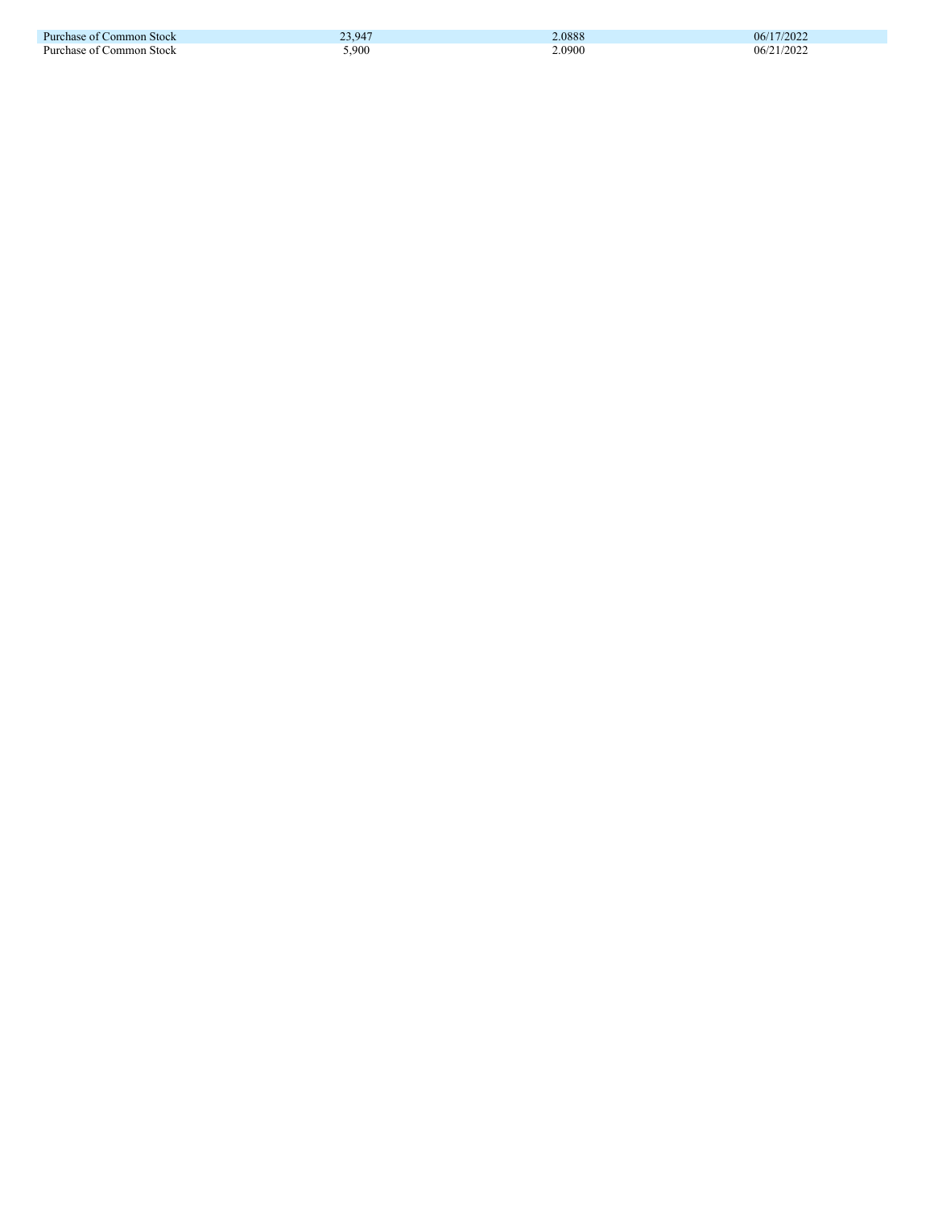| | | | |
|---|---|---|---|
| Purchase of Common Stock | 23,947 | 2.0888 | 06/17/2022 |
| Purchase of Common Stock | 5,900 | 2.0900 | 06/21/2022 |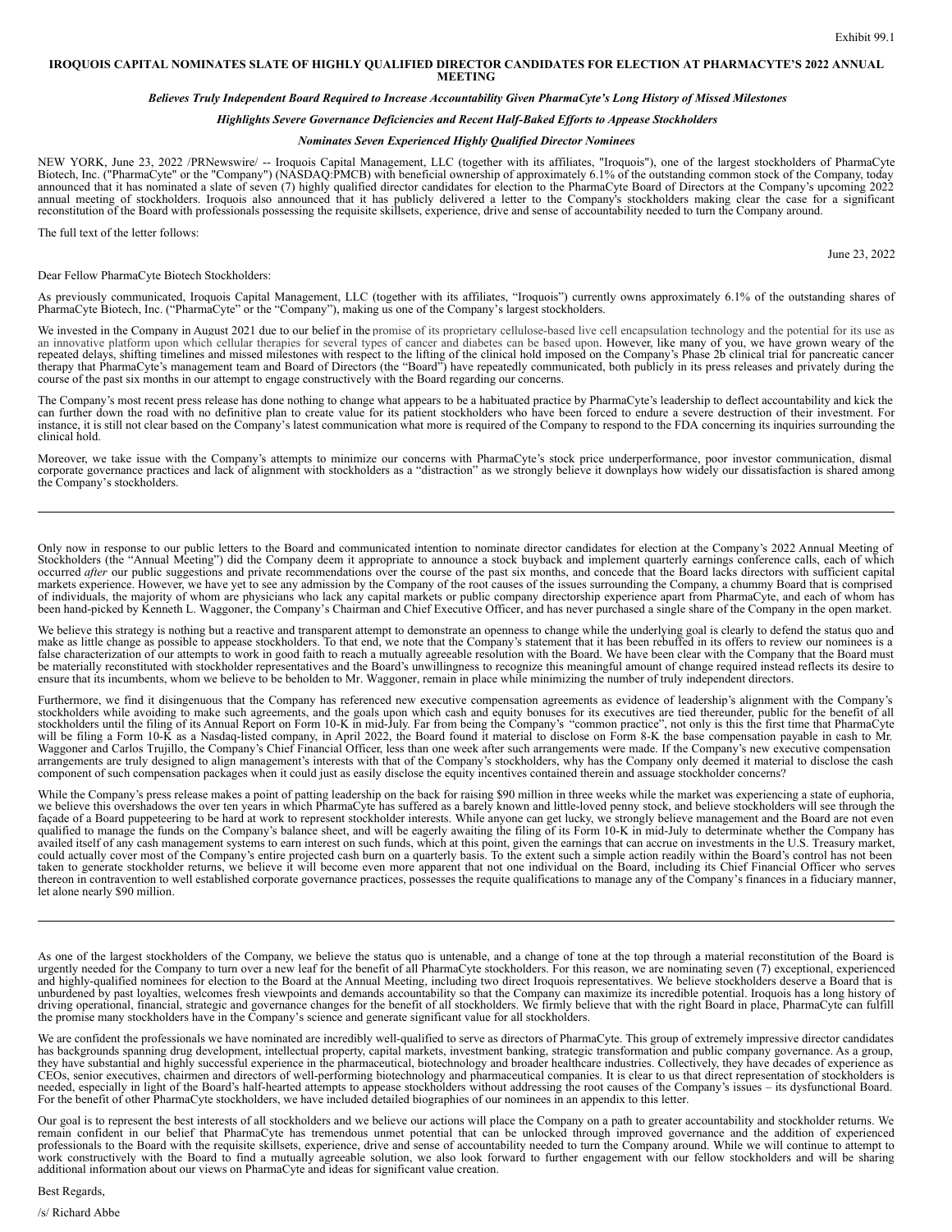Exhibit 99.1

# IROQUOIS CAPITAL NOMINATES SLATE OF HIGHLY QUALIFIED DIRECTOR CANDIDATES FOR ELECTION AT PHARMACYTE'S 2022 ANNUAL MEETING

***Believes Truly Independent Board Required to Increase Accountability Given PharmaCyte's Long History of Missed Milestones***

***Highlights Severe Governance Deficiencies and Recent Half-Baked Efforts to Appease Stockholders***

***Nominates Seven Experienced Highly Qualified Director Nominees***

NEW YORK, June 23, 2022 /PRNewswire/ -- Iroquois Capital Management, LLC (together with its affiliates, "Iroquois"), one of the largest stockholders of PharmaCyte Biotech, Inc. ("PharmaCyte" or the "Company") (NASDAQ:PMCB) with beneficial ownership of approximately 6.1% of the outstanding common stock of the Company, today announced that it has nominated a slate of seven (7) highly qualified director candidates for election to the PharmaCyte Board of Directors at the Company's upcoming 2022 annual meeting of stockholders. Iroquois also announced that it has publicly delivered a letter to the Company's stockholders making clear the case for a significant reconstitution of the Board with professionals possessing the requisite skillsets, experience, drive and sense of accountability needed to turn the Company around.

The full text of the letter follows:

June 23, 2022

Dear Fellow PharmaCyte Biotech Stockholders:

As previously communicated, Iroquois Capital Management, LLC (together with its affiliates, "Iroquois") currently owns approximately 6.1% of the outstanding shares of PharmaCyte Biotech, Inc. ("PharmaCyte" or the "Company"), making us one of the Company's largest stockholders.

We invested in the Company in August 2021 due to our belief in the promise of its proprietary cellulose-based live cell encapsulation technology and the potential for its use as an innovative platform upon which cellular therapies for several types of cancer and diabetes can be based upon. However, like many of you, we have grown weary of the repeated delays, shifting timelines and missed milestones with respect to the lifting of the clinical hold imposed on the Company's Phase 2b clinical trial for pancreatic cancer therapy that PharmaCyte's management team and Board of Directors (the "Board") have repeatedly communicated, both publicly in its press releases and privately during the course of the past six months in our attempt to engage constructively with the Board regarding our concerns.

The Company's most recent press release has done nothing to change what appears to be a habituated practice by PharmaCyte's leadership to deflect accountability and kick the can further down the road with no definitive plan to create value for its patient stockholders who have been forced to endure a severe destruction of their investment. For instance, it is still not clear based on the Company's latest communication what more is required of the Company to respond to the FDA concerning its inquiries surrounding the clinical hold.

Moreover, we take issue with the Company's attempts to minimize our concerns with PharmaCyte's stock price underperformance, poor investor communication, dismal corporate governance practices and lack of alignment with stockholders as a "distraction" as we strongly believe it downplays how widely our dissatisfaction is shared among the Company's stockholders.

---

Only now in response to our public letters to the Board and communicated intention to nominate director candidates for election at the Company's 2022 Annual Meeting of Stockholders (the "Annual Meeting") did the Company deem it appropriate to announce a stock buyback and implement quarterly earnings conference calls, each of which occurred *after* our public suggestions and private recommendations over the course of the past six months, and concede that the Board lacks directors with sufficient capital markets experience. However, we have yet to see any admission by the Company of the root causes of the issues surrounding the Company, a chummy Board that is comprised of individuals, the majority of whom are physicians who lack any capital markets or public company directorship experience apart from PharmaCyte, and each of whom has been hand-picked by Kenneth L. Waggoner, the Company's Chairman and Chief Executive Officer, and has never purchased a single share of the Company in the open market.

We believe this strategy is nothing but a reactive and transparent attempt to demonstrate an openness to change while the underlying goal is clearly to defend the status quo and make as little change as possible to appease stockholders. To that end, we note that the Company's statement that it has been rebuffed in its offers to review our nominees is a false characterization of our attempts to work in good faith to reach a mutually agreeable resolution with the Board. We have been clear with the Company that the Board must be materially reconstituted with stockholder representatives and the Board's unwillingness to recognize this meaningful amount of change required instead reflects its desire to ensure that its incumbents, whom we believe to be beholden to Mr. Waggoner, remain in place while minimizing the number of truly independent directors.

Furthermore, we find it disingenuous that the Company has referenced new executive compensation agreements as evidence of leadership's alignment with the Company's stockholders while avoiding to make such agreements, and the goals upon which cash and equity bonuses for its executives are tied thereunder, public for the benefit of all stockholders until the filing of its Annual Report on Form 10-K in mid-July. Far from being the Company's "common practice", not only is this the first time that PharmaCyte will be filing a Form 10-K as a Nasdaq-listed company, in April 2022, the Board found it material to disclose on Form 8-K the base compensation payable in cash to Mr. Waggoner and Carlos Trujillo, the Company's Chief Financial Officer, less than one week after such arrangements were made. If the Company's new executive compensation arrangements are truly designed to align management's interests with that of the Company's stockholders, why has the Company only deemed it material to disclose the cash component of such compensation packages when it could just as easily disclose the equity incentives contained therein and assuage stockholder concerns?

While the Company's press release makes a point of patting leadership on the back for raising $90 million in three weeks while the market was experiencing a state of euphoria, we believe this overshadows the over ten years in which PharmaCyte has suffered as a barely known and little-loved penny stock, and believe stockholders will see through the façade of a Board puppeteering to be hard at work to represent stockholder interests. While anyone can get lucky, we strongly believe management and the Board are not even qualified to manage the funds on the Company's balance sheet, and will be eagerly awaiting the filing of its Form 10-K in mid-July to determine whether the Company has availed itself of any cash management systems to earn interest on such funds, which at this point, given the earnings that can accrue on investments in the U.S. Treasury market, could actually cover most of the Company's entire projected cash burn on a quarterly basis. To the extent such a simple action readily within the Board's control has not been taken to generate stockholder returns, we believe it will become even more apparent that not one individual on the Board, including its Chief Financial Officer who serves thereon in contravention to well established corporate governance practices, possesses the requite qualifications to manage any of the Company's finances in a fiduciary manner, let alone nearly $90 million.

---

As one of the largest stockholders of the Company, we believe the status quo is untenable, and a change of tone at the top through a material reconstitution of the Board is urgently needed for the Company to turn over a new leaf for the benefit of all PharmaCyte stockholders. For this reason, we are nominating seven (7) exceptional, experienced and highly-qualified nominees for election to the Board at the Annual Meeting, including two direct Iroquois representatives. We believe stockholders deserve a Board that is unburdened by past loyalties, welcomes fresh viewpoints and demands accountability so that the Company can maximize its incredible potential. Iroquois has a long history of driving operational, financial, strategic and governance changes for the benefit of all stockholders. We firmly believe that with the right Board in place, PharmaCyte can fulfill the promise many stockholders have in the Company's science and generate significant value for all stockholders.

We are confident the professionals we have nominated are incredibly well-qualified to serve as directors of PharmaCyte. This group of extremely impressive director candidates has backgrounds spanning drug development, intellectual property, capital markets, investment banking, strategic transformation and public company governance. As a group, they have substantial and highly successful experience in the pharmaceutical, biotechnology and broader healthcare industries. Collectively, they have decades of experience as CEOs, senior executives, chairmen and directors of well-performing biotechnology and pharmaceutical companies. It is clear to us that direct representation of stockholders is needed, especially in light of the Board's half-hearted attempts to appease stockholders without addressing the root causes of the Company's issues – its dysfunctional Board. For the benefit of other PharmaCyte stockholders, we have included detailed biographies of our nominees in an appendix to this letter.

Our goal is to represent the best interests of all stockholders and we believe our actions will place the Company on a path to greater accountability and stockholder returns. We remain confident in our belief that PharmaCyte has tremendous unmet potential that can be unlocked through improved governance and the addition of experienced professionals to the Board with the requisite skillsets, experience, drive and sense of accountability needed to turn the Company around. While we will continue to attempt to work constructively with the Board to find a mutually agreeable solution, we also look forward to further engagement with our fellow stockholders and will be sharing additional information about our views on PharmaCyte and ideas for significant value creation.

Best Regards,

/s/ Richard Abbe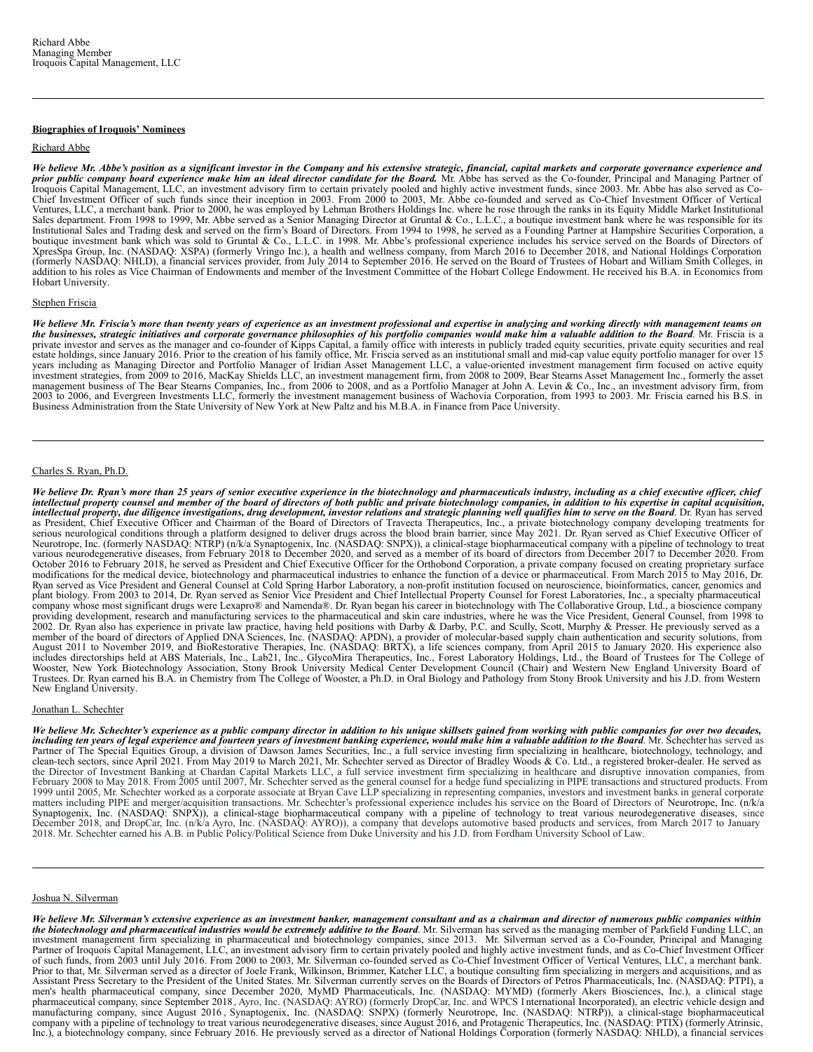Richard Abbe
Managing Member
Iroquois Capital Management, LLC

---

**Biographies of Iroquois' Nominees**

Richard Abbe

***We believe Mr. Abbe's position as a significant investor in the Company and his extensive strategic, financial, capital markets and corporate governance experience and prior public company board experience make him an ideal director candidate for the Board.*** Mr. Abbe has served as the Co-founder, Principal and Managing Partner of Iroquois Capital Management, LLC, an investment advisory firm to certain privately pooled and highly active investment funds, since 2003. Mr. Abbe has also served as Co-Chief Investment Officer of such funds since their inception in 2003. From 2000 to 2003, Mr. Abbe co-founded and served as Co-Chief Investment Officer of Vertical Ventures, LLC, a merchant bank. Prior to 2000, he was employed by Lehman Brothers Holdings Inc. where he rose through the ranks in its Equity Middle Market Institutional Sales department. From 1998 to 1999, Mr. Abbe served as a Senior Managing Director at Gruntal & Co., L.L.C., a boutique investment bank where he was responsible for its Institutional Sales and Trading desk and served on the firm's Board of Directors. From 1994 to 1998, he served as a Founding Partner at Hampshire Securities Corporation, a boutique investment bank which was sold to Gruntal & Co., L.L.C. in 1998. Mr. Abbe's professional experience includes his service served on the Boards of Directors of XpresSpa Group, Inc. (NASDAQ: XSPA) (formerly Vringo Inc.), a health and wellness company, from March 2016 to December 2018, and National Holdings Corporation (formerly NASDAQ: NHLD), a financial services provider, from July 2014 to September 2016. He served on the Board of Trustees of Hobart and William Smith Colleges, in addition to his roles as Vice Chairman of Endowments and member of the Investment Committee of the Hobart College Endowment. He received his B.A. in Economics from Hobart University.

Stephen Friscia

***We believe Mr. Friscia's more than twenty years of experience as an investment professional and expertise in analyzing and working directly with management teams on the businesses, strategic initiatives and corporate governance philosophies of his portfolio companies would make him a valuable addition to the Board***. Mr. Friscia is a private investor and serves as the manager and co-founder of Kipps Capital, a family office with interests in publicly traded equity securities, private equity securities and real estate holdings, since January 2016. Prior to the creation of his family office, Mr. Friscia served as an institutional small and mid-cap value equity portfolio manager for over 15 years including as Managing Director and Portfolio Manager of Iridian Asset Management LLC, a value-oriented investment management firm focused on active equity investment strategies, from 2009 to 2016, MacKay Shields LLC, an investment management firm, from 2008 to 2009, Bear Stearns Asset Management Inc., formerly the asset management business of The Bear Stearns Companies, Inc., from 2006 to 2008, and as a Portfolio Manager at John A. Levin & Co., Inc., an investment advisory firm, from 2003 to 2006, and Evergreen Investments LLC, formerly the investment management business of Wachovia Corporation, from 1993 to 2003. Mr. Friscia earned his B.S. in Business Administration from the State University of New York at New Paltz and his M.B.A. in Finance from Pace University.

---

Charles S. Ryan, Ph.D.

***We believe Dr. Ryan's more than 25 years of senior executive experience in the biotechnology and pharmaceuticals industry, including as a chief executive officer, chief intellectual property counsel and member of the board of directors of both public and private biotechnology companies, in addition to his expertise in capital acquisition, intellectual property, due diligence investigations, drug development, investor relations and strategic planning well qualifies him to serve on the Board***. Dr. Ryan has served as President, Chief Executive Officer and Chairman of the Board of Directors of Travecta Therapeutics, Inc., a private biotechnology company developing treatments for serious neurological conditions through a platform designed to deliver drugs across the blood brain barrier, since May 2021. Dr. Ryan served as Chief Executive Officer of Neurotrope, Inc. (formerly NASDAQ: NTRP) (n/k/a Synaptogenix, Inc. (NASDAQ: SNPX)), a clinical-stage biopharmaceutical company with a pipeline of technology to treat various neurodegenerative diseases, from February 2018 to December 2020, and served as a member of its board of directors from December 2017 to December 2020. From October 2016 to February 2018, he served as President and Chief Executive Officer for the Orthobond Corporation, a private company focused on creating proprietary surface modifications for the medical device, biotechnology and pharmaceutical industries to enhance the function of a device or pharmaceutical. From March 2015 to May 2016, Dr. Ryan served as Vice President and General Counsel at Cold Spring Harbor Laboratory, a non-profit institution focused on neuroscience, bioinformatics, cancer, genomics and plant biology. From 2003 to 2014, Dr. Ryan served as Senior Vice President and Chief Intellectual Property Counsel for Forest Laboratories, Inc., a specialty pharmaceutical company whose most significant drugs were Lexapro® and Namenda®. Dr. Ryan began his career in biotechnology with The Collaborative Group, Ltd., a bioscience company providing development, research and manufacturing services to the pharmaceutical and skin care industries, where he was the Vice President, General Counsel, from 1998 to 2002. Dr. Ryan also has experience in private law practice, having held positions with Darby & Darby, P.C. and Scully, Scott, Murphy & Presser. He previously served as a member of the board of directors of Applied DNA Sciences, Inc. (NASDAQ: APDN), a provider of molecular-based supply chain authentication and security solutions, from August 2011 to November 2019, and BioRestorative Therapies, Inc. (NASDAQ: BRTX), a life sciences company, from April 2015 to January 2020. His experience also includes directorships held at ABS Materials, Inc., Lab21, Inc., GlycoMira Therapeutics, Inc., Forest Laboratory Holdings, Ltd., the Board of Trustees for The College of Wooster, New York Biotechnology Association, Stony Brook University Medical Center Development Council (Chair) and Western New England University Board of Trustees. Dr. Ryan earned his B.A. in Chemistry from The College of Wooster, a Ph.D. in Oral Biology and Pathology from Stony Brook University and his J.D. from Western New England University.

Jonathan L. Schechter

***We believe Mr. Schechter's experience as a public company director in addition to his unique skillsets gained from working with public companies for over two decades, including ten years of legal experience and fourteen years of investment banking experience, would make him a valuable addition to the Board***. Mr. Schechter has served as Partner of The Special Equities Group, a division of Dawson James Securities, Inc., a full service investing firm specializing in healthcare, biotechnology, technology, and clean-tech sectors, since April 2021. From May 2019 to March 2021, Mr. Schechter served as Director of Bradley Woods & Co. Ltd., a registered broker-dealer. He served as the Director of Investment Banking at Chardan Capital Markets LLC, a full service investment firm specializing in healthcare and disruptive innovation companies, from February 2008 to May 2018. From 2005 until 2007, Mr. Schechter served as the general counsel for a hedge fund specializing in PIPE transactions and structured products. From 1999 until 2005, Mr. Schechter worked as a corporate associate at Bryan Cave LLP specializing in representing companies, investors and investment banks in general corporate matters including PIPE and merger/acquisition transactions. Mr. Schechter's professional experience includes his service on the Board of Directors of Neurotrope, Inc. (n/k/a Synaptogenix, Inc. (NASDAQ: SNPX)), a clinical-stage biopharmaceutical company with a pipeline of technology to treat various neurodegenerative diseases, since December 2018, and DropCar, Inc. (n/k/a Ayro, Inc. (NASDAQ: AYRO)), a company that develops automotive based products and services, from March 2017 to January 2018. Mr. Schechter earned his A.B. in Public Policy/Political Science from Duke University and his J.D. from Fordham University School of Law.

---

Joshua N. Silverman

***We believe Mr. Silverman's extensive experience as an investment banker, management consultant and as a chairman and director of numerous public companies within the biotechnology and pharmaceutical industries would be extremely additive to the Board***. Mr. Silverman has served as the managing member of Parkfield Funding LLC, an investment management firm specializing in pharmaceutical and biotechnology companies, since 2013. Mr. Silverman served as a Co-Founder, Principal and Managing Partner of Iroquois Capital Management, LLC, an investment advisory firm to certain privately pooled and highly active investment funds, and as Co-Chief Investment Officer of such funds, from 2003 until July 2016. From 2000 to 2003, Mr. Silverman co-founded served as Co-Chief Investment Officer of Vertical Ventures, LLC, a merchant bank. Prior to that, Mr. Silverman served as a director of Joele Frank, Wilkinson, Brimmer, Katcher LLC, a boutique consulting firm specializing in mergers and acquisitions, and as Assistant Press Secretary to the President of the United States. Mr. Silverman currently serves on the Boards of Directors of Petros Pharmaceuticals, Inc. (NASDAQ: PTPI), a men's health pharmaceutical company, since December 2020, MyMD Pharmaceuticals, Inc. (NASDAQ: MYMD) (formerly Akers Biosciences, Inc.), a clinical stage pharmaceutical company, since September 2018, Ayro, Inc. (NASDAQ: AYRO) (formerly DropCar, Inc. and WPCS International Incorporated), an electric vehicle design and manufacturing company, since August 2016, Synaptogenix, Inc. (NASDAQ: SNPX) (formerly Neurotrope, Inc. (NASDAQ: NTRP)), a clinical-stage biopharmaceutical company with a pipeline of technology to treat various neurodegenerative diseases, since August 2016, and Protagenic Therapeutics, Inc. (NASDAQ: PTIX) (formerly Atrinsic, Inc.), a biotechnology company, since February 2016. He previously served as a director of National Holdings Corporation (formerly NASDAQ: NHLD), a financial services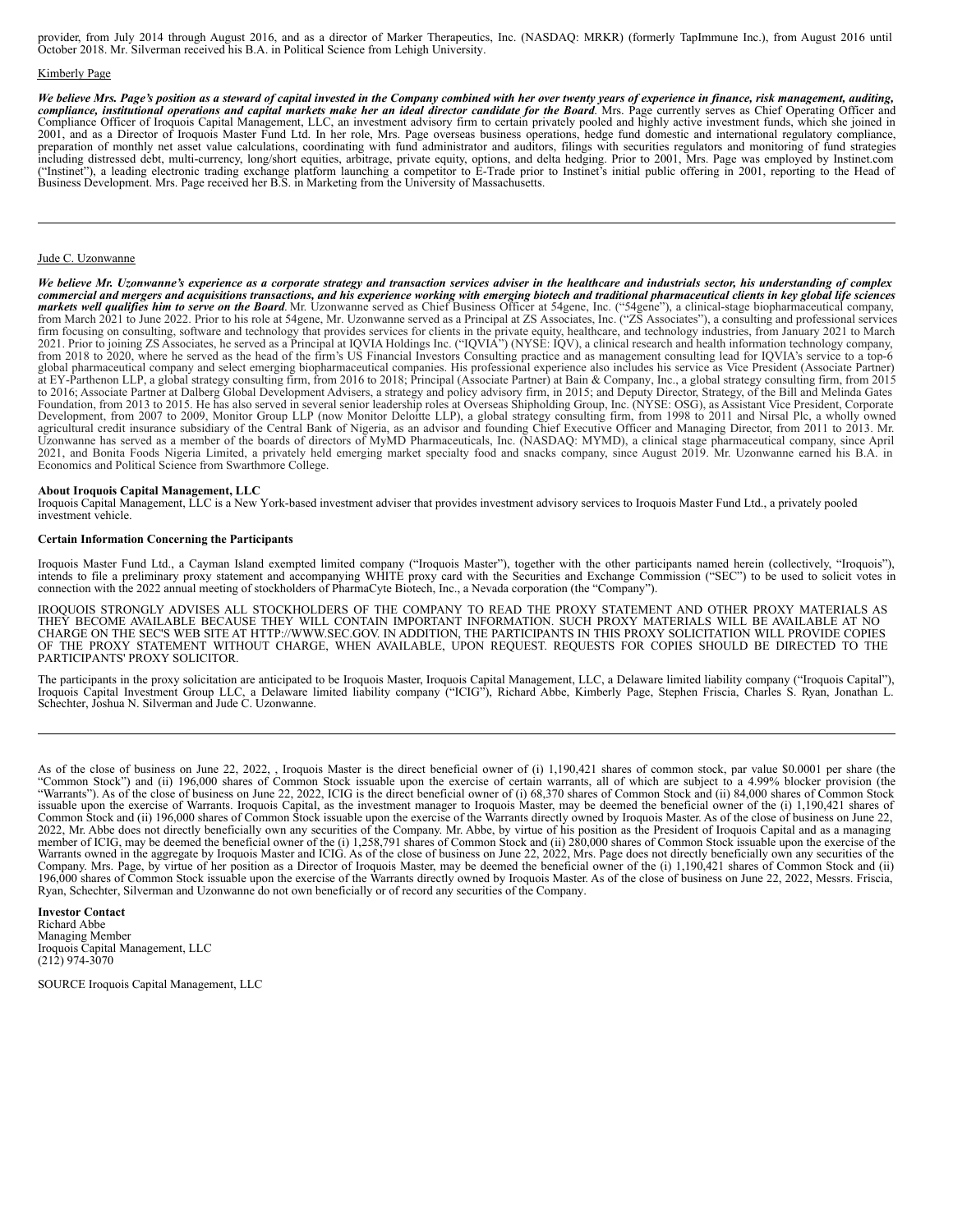provider, from July 2014 through August 2016, and as a director of Marker Therapeutics, Inc. (NASDAQ: MRKR) (formerly TapImmune Inc.), from August 2016 until October 2018. Mr. Silverman received his B.A. in Political Science from Lehigh University.

Kimberly Page

***We believe Mrs. Page's position as a steward of capital invested in the Company combined with her over twenty years of experience in finance, risk management, auditing, compliance, institutional operations and capital markets make her an ideal director candidate for the Board*.** Mrs. Page currently serves as Chief Operating Officer and Compliance Officer of Iroquois Capital Management, LLC, an investment advisory firm to certain privately pooled and highly active investment funds, which she joined in 2001, and as a Director of Iroquois Master Fund Ltd. In her role, Mrs. Page oversees business operations, hedge fund domestic and international regulatory compliance, preparation of monthly net asset value calculations, coordinating with fund administrator and auditors, filings with securities regulators and monitoring of fund strategies including distressed debt, multi-currency, long/short equities, arbitrage, private equity, options, and delta hedging. Prior to 2001, Mrs. Page was employed by Instinet.com ("Instinet"), a leading electronic trading exchange platform launching a competitor to E-Trade prior to Instinet's initial public offering in 2001, reporting to the Head of Business Development. Mrs. Page received her B.S. in Marketing from the University of Massachusetts.

---

Jude C. Uzonwanne

***We believe Mr. Uzonwanne's experience as a corporate strategy and transaction services adviser in the healthcare and industrials sector, his understanding of complex commercial and mergers and acquisitions transactions, and his experience working with emerging biotech and traditional pharmaceutical clients in key global life sciences markets well qualifies him to serve on the Board*.** Mr. Uzonwanne served as Chief Business Officer at 54gene, Inc. ("54gene"), a clinical-stage biopharmaceutical company, from March 2021 to June 2022. Prior to his role at 54gene, Mr. Uzonwanne served as a Principal at ZS Associates, Inc. ("ZS Associates"), a consulting and professional services firm focusing on consulting, software and technology that provides services for clients in the private equity, healthcare, and technology industries, from January 2021 to March 2021. Prior to joining ZS Associates, he served as a Principal at IQVIA Holdings Inc. ("IQVIA") (NYSE: IQV), a clinical research and health information technology company, from 2018 to 2020, where he served as the head of the firm's US Financial Investors Consulting practice and as management consulting lead for IQVIA's service to a top-6 global pharmaceutical company and select emerging biopharmaceutical companies. His professional experience also includes his service as Vice President (Associate Partner) at EY-Parthenon LLP, a global strategy consulting firm, from 2016 to 2018; Principal (Associate Partner) at Bain & Company, Inc., a global strategy consulting firm, from 2015 to 2016; Associate Partner at Dalberg Global Development Advisers, a strategy and policy advisory firm, in 2015; and Deputy Director, Strategy, of the Bill and Melinda Gates Foundation, from 2013 to 2015. He has also served in several senior leadership roles at Overseas Shipholding Group, Inc. (NYSE: OSG), as Assistant Vice President, Corporate Development, from 2007 to 2009, Monitor Group LLP (now Monitor Deloitte LLP), a global strategy consulting firm, from 1998 to 2011 and Nirsal Plc, a wholly owned agricultural credit insurance subsidiary of the Central Bank of Nigeria, as an advisor and founding Chief Executive Officer and Managing Director, from 2011 to 2013. Mr. Uzonwanne has served as a member of the boards of directors of MyMD Pharmaceuticals, Inc. (NASDAQ: MYMD), a clinical stage pharmaceutical company, since April 2021, and Bonita Foods Nigeria Limited, a privately held emerging market specialty food and snacks company, since August 2019. Mr. Uzonwanne earned his B.A. in Economics and Political Science from Swarthmore College.

**About Iroquois Capital Management, LLC**
Iroquois Capital Management, LLC is a New York-based investment adviser that provides investment advisory services to Iroquois Master Fund Ltd., a privately pooled investment vehicle.

**Certain Information Concerning the Participants**

Iroquois Master Fund Ltd., a Cayman Island exempted limited company ("Iroquois Master"), together with the other participants named herein (collectively, "Iroquois"), intends to file a preliminary proxy statement and accompanying WHITE proxy card with the Securities and Exchange Commission ("SEC") to be used to solicit votes in connection with the 2022 annual meeting of stockholders of PharmaCyte Biotech, Inc., a Nevada corporation (the "Company").

IROQUOIS STRONGLY ADVISES ALL STOCKHOLDERS OF THE COMPANY TO READ THE PROXY STATEMENT AND OTHER PROXY MATERIALS AS THEY BECOME AVAILABLE BECAUSE THEY WILL CONTAIN IMPORTANT INFORMATION. SUCH PROXY MATERIALS WILL BE AVAILABLE AT NO CHARGE ON THE SEC'S WEB SITE AT HTTP://WWW.SEC.GOV. IN ADDITION, THE PARTICIPANTS IN THIS PROXY SOLICITATION WILL PROVIDE COPIES OF THE PROXY STATEMENT WITHOUT CHARGE, WHEN AVAILABLE, UPON REQUEST. REQUESTS FOR COPIES SHOULD BE DIRECTED TO THE PARTICIPANTS' PROXY SOLICITOR.

The participants in the proxy solicitation are anticipated to be Iroquois Master, Iroquois Capital Management, LLC, a Delaware limited liability company ("Iroquois Capital"), Iroquois Capital Investment Group LLC, a Delaware limited liability company ("ICIG"), Richard Abbe, Kimberly Page, Stephen Friscia, Charles S. Ryan, Jonathan L. Schechter, Joshua N. Silverman and Jude C. Uzonwanne.

---

As of the close of business on June 22, 2022, , Iroquois Master is the direct beneficial owner of (i) 1,190,421 shares of common stock, par value $0.0001 per share (the "Common Stock") and (ii) 196,000 shares of Common Stock issuable upon the exercise of certain warrants, all of which are subject to a 4.99% blocker provision (the "Warrants"). As of the close of business on June 22, 2022, ICIG is the direct beneficial owner of (i) 68,370 shares of Common Stock and (ii) 84,000 shares of Common Stock issuable upon the exercise of Warrants. Iroquois Capital, as the investment manager to Iroquois Master, may be deemed the beneficial owner of the (i) 1,190,421 shares of Common Stock and (ii) 196,000 shares of Common Stock issuable upon the exercise of the Warrants directly owned by Iroquois Master. As of the close of business on June 22, 2022, Mr. Abbe does not directly beneficially own any securities of the Company. Mr. Abbe, by virtue of his position as the President of Iroquois Capital and as a managing member of ICIG, may be deemed the beneficial owner of the (i) 1,258,791 shares of Common Stock and (ii) 280,000 shares of Common Stock issuable upon the exercise of the Warrants owned in the aggregate by Iroquois Master and ICIG. As of the close of business on June 22, 2022, Mrs. Page does not directly beneficially own any securities of the Company. Mrs. Page, by virtue of her position as a Director of Iroquois Master, may be deemed the beneficial owner of the (i) 1,190,421 shares of Common Stock and (ii) 196,000 shares of Common Stock issuable upon the exercise of the Warrants directly owned by Iroquois Master. As of the close of business on June 22, 2022, Messrs. Friscia, Ryan, Schechter, Silverman and Uzonwanne do not own beneficially or of record any securities of the Company.

**Investor Contact**
Richard Abbe
Managing Member
Iroquois Capital Management, LLC
(212) 974-3070

SOURCE Iroquois Capital Management, LLC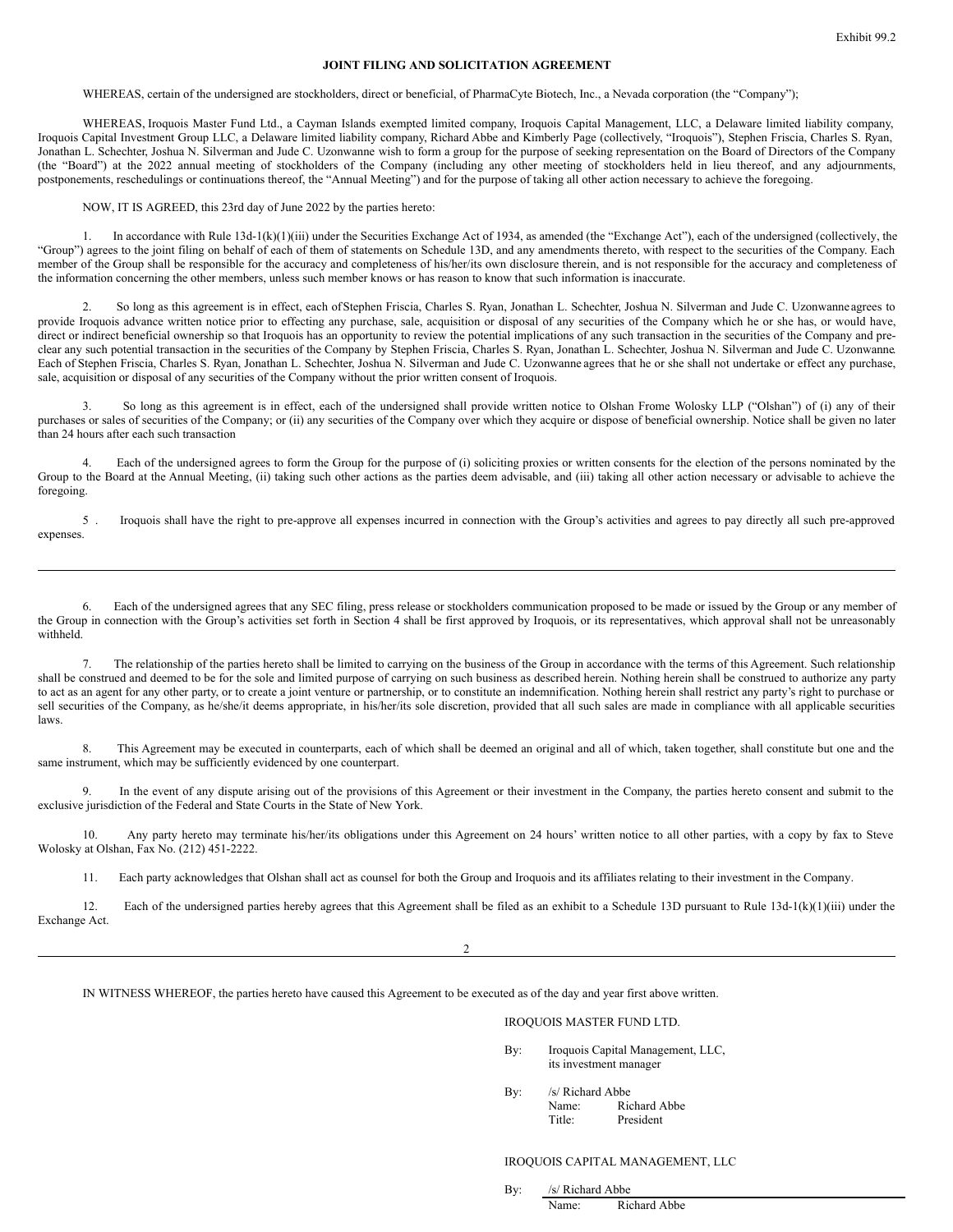Exhibit 99.2

**JOINT FILING AND SOLICITATION AGREEMENT**

WHEREAS, certain of the undersigned are stockholders, direct or beneficial, of PharmaCyte Biotech, Inc., a Nevada corporation (the "Company");

WHEREAS, Iroquois Master Fund Ltd., a Cayman Islands exempted limited company, Iroquois Capital Management, LLC, a Delaware limited liability company, Iroquois Capital Investment Group LLC, a Delaware limited liability company, Richard Abbe and Kimberly Page (collectively, "Iroquois"), Stephen Friscia, Charles S. Ryan, Jonathan L. Schechter, Joshua N. Silverman and Jude C. Uzonwanne wish to form a group for the purpose of seeking representation on the Board of Directors of the Company (the "Board") at the 2022 annual meeting of stockholders of the Company (including any other meeting of stockholders held in lieu thereof, and any adjournments, postponements, reschedulings or continuations thereof, the "Annual Meeting") and for the purpose of taking all other action necessary to achieve the foregoing.

NOW, IT IS AGREED, this 23rd day of June 2022 by the parties hereto:

1. In accordance with Rule 13d-1(k)(1)(iii) under the Securities Exchange Act of 1934, as amended (the "Exchange Act"), each of the undersigned (collectively, the "Group") agrees to the joint filing on behalf of each of them of statements on Schedule 13D, and any amendments thereto, with respect to the securities of the Company. Each member of the Group shall be responsible for the accuracy and completeness of his/her/its own disclosure therein, and is not responsible for the accuracy and completeness of the information concerning the other members, unless such member knows or has reason to know that such information is inaccurate.

2. So long as this agreement is in effect, each of Stephen Friscia, Charles S. Ryan, Jonathan L. Schechter, Joshua N. Silverman and Jude C. Uzonwanne agrees to provide Iroquois advance written notice prior to effecting any purchase, sale, acquisition or disposal of any securities of the Company which he or she has, or would have, direct or indirect beneficial ownership so that Iroquois has an opportunity to review the potential implications of any such transaction in the securities of the Company and pre-clear any such potential transaction in the securities of the Company by Stephen Friscia, Charles S. Ryan, Jonathan L. Schechter, Joshua N. Silverman and Jude C. Uzonwanne. Each of Stephen Friscia, Charles S. Ryan, Jonathan L. Schechter, Joshua N. Silverman and Jude C. Uzonwanne agrees that he or she shall not undertake or effect any purchase, sale, acquisition or disposal of any securities of the Company without the prior written consent of Iroquois.

3. So long as this agreement is in effect, each of the undersigned shall provide written notice to Olshan Frome Wolosky LLP ("Olshan") of (i) any of their purchases or sales of securities of the Company; or (ii) any securities of the Company over which they acquire or dispose of beneficial ownership. Notice shall be given no later than 24 hours after each such transaction

4. Each of the undersigned agrees to form the Group for the purpose of (i) soliciting proxies or written consents for the election of the persons nominated by the Group to the Board at the Annual Meeting, (ii) taking such other actions as the parties deem advisable, and (iii) taking all other action necessary or advisable to achieve the foregoing.

5 . Iroquois shall have the right to pre-approve all expenses incurred in connection with the Group's activities and agrees to pay directly all such pre-approved expenses.

---

6. Each of the undersigned agrees that any SEC filing, press release or stockholders communication proposed to be made or issued by the Group or any member of the Group in connection with the Group's activities set forth in Section 4 shall be first approved by Iroquois, or its representatives, which approval shall not be unreasonably withheld.

7. The relationship of the parties hereto shall be limited to carrying on the business of the Group in accordance with the terms of this Agreement. Such relationship shall be construed and deemed to be for the sole and limited purpose of carrying on such business as described herein. Nothing herein shall be construed to authorize any party to act as an agent for any other party, or to create a joint venture or partnership, or to constitute an indemnification. Nothing herein shall restrict any party's right to purchase or sell securities of the Company, as he/she/it deems appropriate, in his/her/its sole discretion, provided that all such sales are made in compliance with all applicable securities laws.

8. This Agreement may be executed in counterparts, each of which shall be deemed an original and all of which, taken together, shall constitute but one and the same instrument, which may be sufficiently evidenced by one counterpart.

9. In the event of any dispute arising out of the provisions of this Agreement or their investment in the Company, the parties hereto consent and submit to the exclusive jurisdiction of the Federal and State Courts in the State of New York.

10. Any party hereto may terminate his/her/its obligations under this Agreement on 24 hours' written notice to all other parties, with a copy by fax to Steve Wolosky at Olshan, Fax No. (212) 451-2222.

11. Each party acknowledges that Olshan shall act as counsel for both the Group and Iroquois and its affiliates relating to their investment in the Company.

12. Each of the undersigned parties hereby agrees that this Agreement shall be filed as an exhibit to a Schedule 13D pursuant to Rule 13d-1(k)(1)(iii) under the Exchange Act.

---

IN WITNESS WHEREOF, the parties hereto have caused this Agreement to be executed as of the day and year first above written.

IROQUOIS MASTER FUND LTD.

By: Iroquois Capital Management, LLC, its investment manager

By: /s/ Richard Abbe
Name: Richard Abbe
Title: President

IROQUOIS CAPITAL MANAGEMENT, LLC

By: /s/ Richard Abbe
Name: Richard Abbe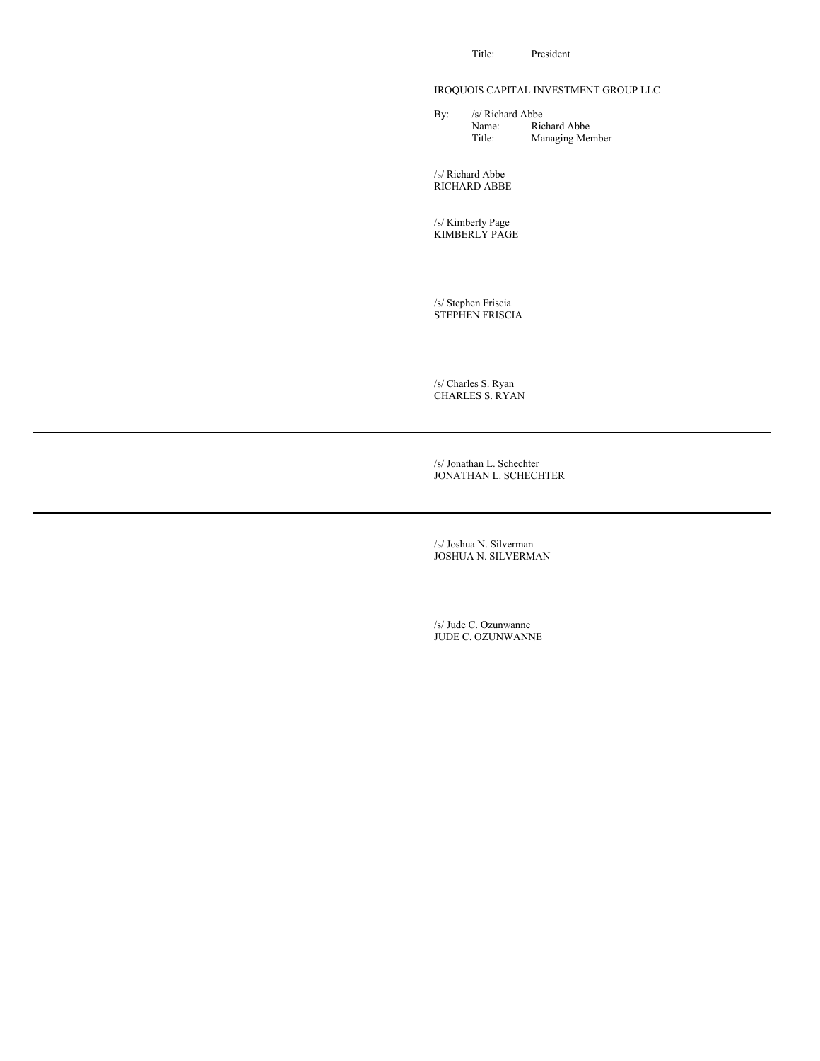Title: President

IROQUOIS CAPITAL INVESTMENT GROUP LLC

By: /s/ Richard Abbe
Name: Richard Abbe
Title: Managing Member

/s/ Richard Abbe
RICHARD ABBE

/s/ Kimberly Page
KIMBERLY PAGE

---

/s/ Stephen Friscia
STEPHEN FRISCIA

---

/s/ Charles S. Ryan
CHARLES S. RYAN

---

/s/ Jonathan L. Schechter
JONATHAN L. SCHECHTER

---

/s/ Joshua N. Silverman
JOSHUA N. SILVERMAN

---

/s/ Jude C. Ozunwanne
JUDE C. OZUNWANNE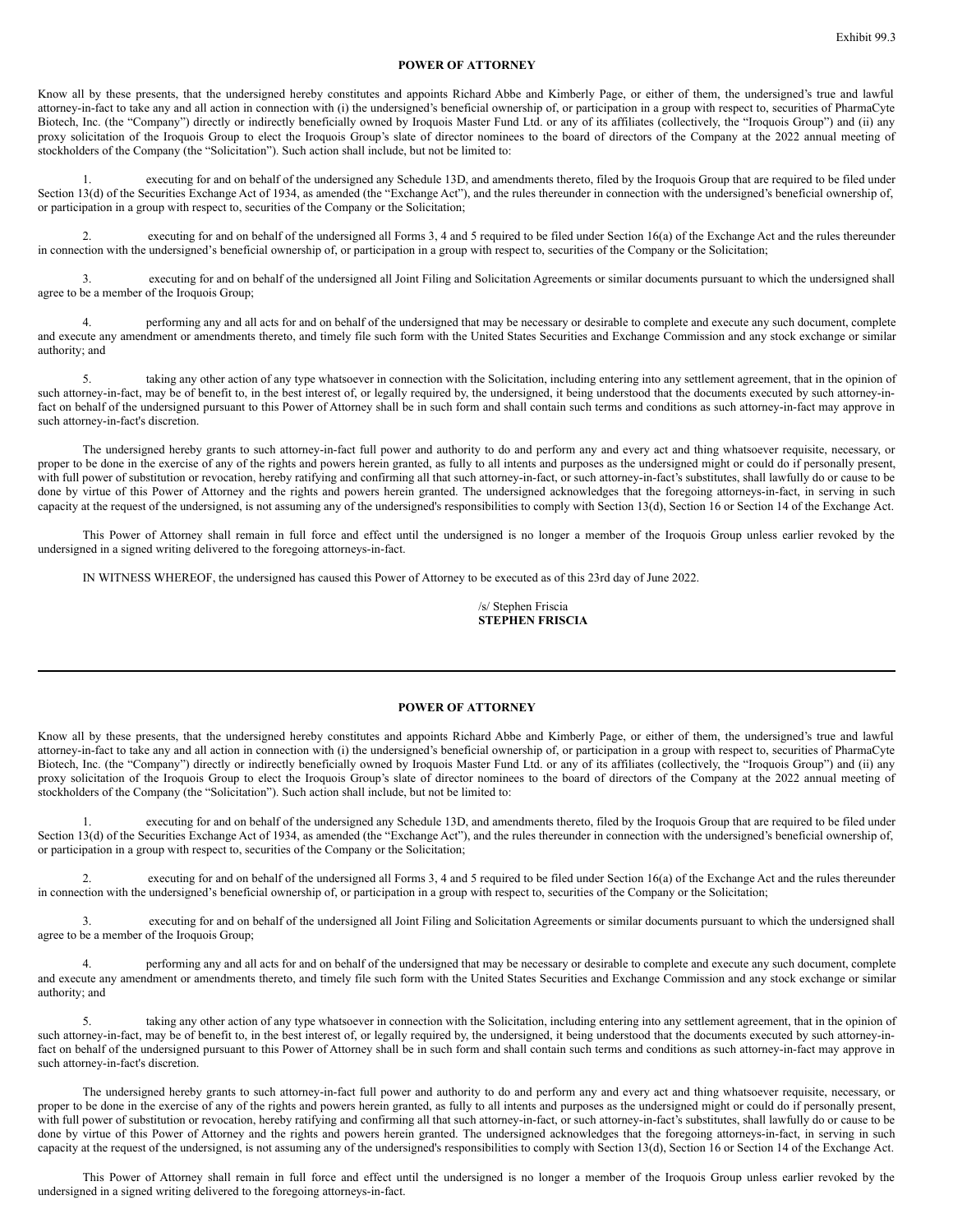Exhibit 99.3

## POWER OF ATTORNEY

Know all by these presents, that the undersigned hereby constitutes and appoints Richard Abbe and Kimberly Page, or either of them, the undersigned's true and lawful attorney-in-fact to take any and all action in connection with (i) the undersigned's beneficial ownership of, or participation in a group with respect to, securities of PharmaCyte Biotech, Inc. (the "Company") directly or indirectly beneficially owned by Iroquois Master Fund Ltd. or any of its affiliates (collectively, the "Iroquois Group") and (ii) any proxy solicitation of the Iroquois Group to elect the Iroquois Group's slate of director nominees to the board of directors of the Company at the 2022 annual meeting of stockholders of the Company (the "Solicitation"). Such action shall include, but not be limited to:

1. executing for and on behalf of the undersigned any Schedule 13D, and amendments thereto, filed by the Iroquois Group that are required to be filed under Section 13(d) of the Securities Exchange Act of 1934, as amended (the "Exchange Act"), and the rules thereunder in connection with the undersigned's beneficial ownership of, or participation in a group with respect to, securities of the Company or the Solicitation;

2. executing for and on behalf of the undersigned all Forms 3, 4 and 5 required to be filed under Section 16(a) of the Exchange Act and the rules thereunder in connection with the undersigned's beneficial ownership of, or participation in a group with respect to, securities of the Company or the Solicitation;

3. executing for and on behalf of the undersigned all Joint Filing and Solicitation Agreements or similar documents pursuant to which the undersigned shall agree to be a member of the Iroquois Group;

4. performing any and all acts for and on behalf of the undersigned that may be necessary or desirable to complete and execute any such document, complete and execute any amendment or amendments thereto, and timely file such form with the United States Securities and Exchange Commission and any stock exchange or similar authority; and

5. taking any other action of any type whatsoever in connection with the Solicitation, including entering into any settlement agreement, that in the opinion of such attorney-in-fact, may be of benefit to, in the best interest of, or legally required by, the undersigned, it being understood that the documents executed by such attorney-in-fact on behalf of the undersigned pursuant to this Power of Attorney shall be in such form and shall contain such terms and conditions as such attorney-in-fact may approve in such attorney-in-fact's discretion.

The undersigned hereby grants to such attorney-in-fact full power and authority to do and perform any and every act and thing whatsoever requisite, necessary, or proper to be done in the exercise of any of the rights and powers herein granted, as fully to all intents and purposes as the undersigned might or could do if personally present, with full power of substitution or revocation, hereby ratifying and confirming all that such attorney-in-fact, or such attorney-in-fact's substitutes, shall lawfully do or cause to be done by virtue of this Power of Attorney and the rights and powers herein granted. The undersigned acknowledges that the foregoing attorneys-in-fact, in serving in such capacity at the request of the undersigned, is not assuming any of the undersigned's responsibilities to comply with Section 13(d), Section 16 or Section 14 of the Exchange Act.

This Power of Attorney shall remain in full force and effect until the undersigned is no longer a member of the Iroquois Group unless earlier revoked by the undersigned in a signed writing delivered to the foregoing attorneys-in-fact.

IN WITNESS WHEREOF, the undersigned has caused this Power of Attorney to be executed as of this 23rd day of June 2022.

/s/ Stephen Friscia
**STEPHEN FRISCIA**

---

## POWER OF ATTORNEY

Know all by these presents, that the undersigned hereby constitutes and appoints Richard Abbe and Kimberly Page, or either of them, the undersigned's true and lawful attorney-in-fact to take any and all action in connection with (i) the undersigned's beneficial ownership of, or participation in a group with respect to, securities of PharmaCyte Biotech, Inc. (the "Company") directly or indirectly beneficially owned by Iroquois Master Fund Ltd. or any of its affiliates (collectively, the "Iroquois Group") and (ii) any proxy solicitation of the Iroquois Group to elect the Iroquois Group's slate of director nominees to the board of directors of the Company at the 2022 annual meeting of stockholders of the Company (the "Solicitation"). Such action shall include, but not be limited to:

1. executing for and on behalf of the undersigned any Schedule 13D, and amendments thereto, filed by the Iroquois Group that are required to be filed under Section 13(d) of the Securities Exchange Act of 1934, as amended (the "Exchange Act"), and the rules thereunder in connection with the undersigned's beneficial ownership of, or participation in a group with respect to, securities of the Company or the Solicitation;

2. executing for and on behalf of the undersigned all Forms 3, 4 and 5 required to be filed under Section 16(a) of the Exchange Act and the rules thereunder in connection with the undersigned's beneficial ownership of, or participation in a group with respect to, securities of the Company or the Solicitation;

3. executing for and on behalf of the undersigned all Joint Filing and Solicitation Agreements or similar documents pursuant to which the undersigned shall agree to be a member of the Iroquois Group;

4. performing any and all acts for and on behalf of the undersigned that may be necessary or desirable to complete and execute any such document, complete and execute any amendment or amendments thereto, and timely file such form with the United States Securities and Exchange Commission and any stock exchange or similar authority; and

5. taking any other action of any type whatsoever in connection with the Solicitation, including entering into any settlement agreement, that in the opinion of such attorney-in-fact, may be of benefit to, in the best interest of, or legally required by, the undersigned, it being understood that the documents executed by such attorney-in-fact on behalf of the undersigned pursuant to this Power of Attorney shall be in such form and shall contain such terms and conditions as such attorney-in-fact may approve in such attorney-in-fact's discretion.

The undersigned hereby grants to such attorney-in-fact full power and authority to do and perform any and every act and thing whatsoever requisite, necessary, or proper to be done in the exercise of any of the rights and powers herein granted, as fully to all intents and purposes as the undersigned might or could do if personally present, with full power of substitution or revocation, hereby ratifying and confirming all that such attorney-in-fact, or such attorney-in-fact's substitutes, shall lawfully do or cause to be done by virtue of this Power of Attorney and the rights and powers herein granted. The undersigned acknowledges that the foregoing attorneys-in-fact, in serving in such capacity at the request of the undersigned, is not assuming any of the undersigned's responsibilities to comply with Section 13(d), Section 16 or Section 14 of the Exchange Act.

This Power of Attorney shall remain in full force and effect until the undersigned is no longer a member of the Iroquois Group unless earlier revoked by the undersigned in a signed writing delivered to the foregoing attorneys-in-fact.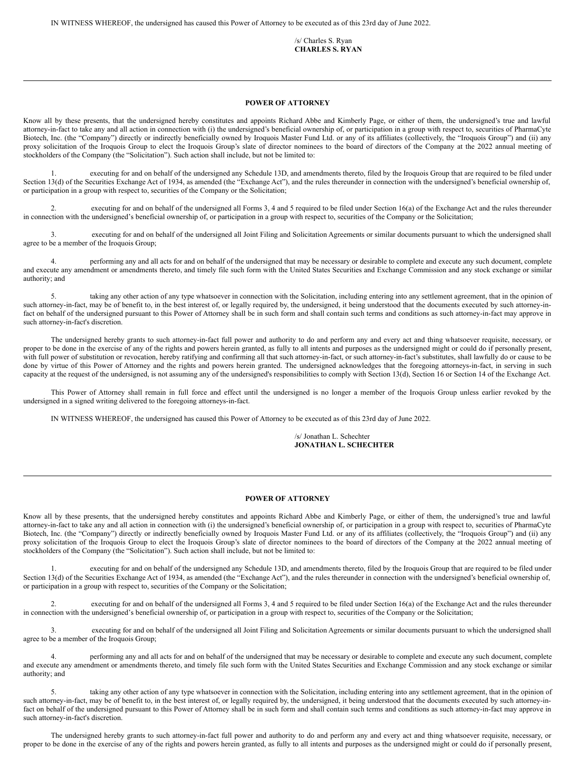IN WITNESS WHEREOF, the undersigned has caused this Power of Attorney to be executed as of this 23rd day of June 2022.

/s/ Charles S. Ryan
**CHARLES S. RYAN**

---

**POWER OF ATTORNEY**

Know all by these presents, that the undersigned hereby constitutes and appoints Richard Abbe and Kimberly Page, or either of them, the undersigned's true and lawful attorney-in-fact to take any and all action in connection with (i) the undersigned's beneficial ownership of, or participation in a group with respect to, securities of PharmaCyte Biotech, Inc. (the "Company") directly or indirectly beneficially owned by Iroquois Master Fund Ltd. or any of its affiliates (collectively, the "Iroquois Group") and (ii) any proxy solicitation of the Iroquois Group to elect the Iroquois Group's slate of director nominees to the board of directors of the Company at the 2022 annual meeting of stockholders of the Company (the "Solicitation"). Such action shall include, but not be limited to:

1. executing for and on behalf of the undersigned any Schedule 13D, and amendments thereto, filed by the Iroquois Group that are required to be filed under Section 13(d) of the Securities Exchange Act of 1934, as amended (the "Exchange Act"), and the rules thereunder in connection with the undersigned's beneficial ownership of, or participation in a group with respect to, securities of the Company or the Solicitation;

2. executing for and on behalf of the undersigned all Forms 3, 4 and 5 required to be filed under Section 16(a) of the Exchange Act and the rules thereunder in connection with the undersigned's beneficial ownership of, or participation in a group with respect to, securities of the Company or the Solicitation;

3. executing for and on behalf of the undersigned all Joint Filing and Solicitation Agreements or similar documents pursuant to which the undersigned shall agree to be a member of the Iroquois Group;

4. performing any and all acts for and on behalf of the undersigned that may be necessary or desirable to complete and execute any such document, complete and execute any amendment or amendments thereto, and timely file such form with the United States Securities and Exchange Commission and any stock exchange or similar authority; and

5. taking any other action of any type whatsoever in connection with the Solicitation, including entering into any settlement agreement, that in the opinion of such attorney-in-fact, may be of benefit to, in the best interest of, or legally required by, the undersigned, it being understood that the documents executed by such attorney-in-fact on behalf of the undersigned pursuant to this Power of Attorney shall be in such form and shall contain such terms and conditions as such attorney-in-fact may approve in such attorney-in-fact's discretion.

The undersigned hereby grants to such attorney-in-fact full power and authority to do and perform any and every act and thing whatsoever requisite, necessary, or proper to be done in the exercise of any of the rights and powers herein granted, as fully to all intents and purposes as the undersigned might or could do if personally present, with full power of substitution or revocation, hereby ratifying and confirming all that such attorney-in-fact, or such attorney-in-fact's substitutes, shall lawfully do or cause to be done by virtue of this Power of Attorney and the rights and powers herein granted. The undersigned acknowledges that the foregoing attorneys-in-fact, in serving in such capacity at the request of the undersigned, is not assuming any of the undersigned's responsibilities to comply with Section 13(d), Section 16 or Section 14 of the Exchange Act.

This Power of Attorney shall remain in full force and effect until the undersigned is no longer a member of the Iroquois Group unless earlier revoked by the undersigned in a signed writing delivered to the foregoing attorneys-in-fact.

IN WITNESS WHEREOF, the undersigned has caused this Power of Attorney to be executed as of this 23rd day of June 2022.

/s/ Jonathan L. Schechter
**JONATHAN L. SCHECHTER**

---

**POWER OF ATTORNEY**

Know all by these presents, that the undersigned hereby constitutes and appoints Richard Abbe and Kimberly Page, or either of them, the undersigned's true and lawful attorney-in-fact to take any and all action in connection with (i) the undersigned's beneficial ownership of, or participation in a group with respect to, securities of PharmaCyte Biotech, Inc. (the "Company") directly or indirectly beneficially owned by Iroquois Master Fund Ltd. or any of its affiliates (collectively, the "Iroquois Group") and (ii) any proxy solicitation of the Iroquois Group to elect the Iroquois Group's slate of director nominees to the board of directors of the Company at the 2022 annual meeting of stockholders of the Company (the "Solicitation"). Such action shall include, but not be limited to:

1. executing for and on behalf of the undersigned any Schedule 13D, and amendments thereto, filed by the Iroquois Group that are required to be filed under Section 13(d) of the Securities Exchange Act of 1934, as amended (the "Exchange Act"), and the rules thereunder in connection with the undersigned's beneficial ownership of, or participation in a group with respect to, securities of the Company or the Solicitation;

2. executing for and on behalf of the undersigned all Forms 3, 4 and 5 required to be filed under Section 16(a) of the Exchange Act and the rules thereunder in connection with the undersigned's beneficial ownership of, or participation in a group with respect to, securities of the Company or the Solicitation;

3. executing for and on behalf of the undersigned all Joint Filing and Solicitation Agreements or similar documents pursuant to which the undersigned shall agree to be a member of the Iroquois Group;

4. performing any and all acts for and on behalf of the undersigned that may be necessary or desirable to complete and execute any such document, complete and execute any amendment or amendments thereto, and timely file such form with the United States Securities and Exchange Commission and any stock exchange or similar authority; and

5. taking any other action of any type whatsoever in connection with the Solicitation, including entering into any settlement agreement, that in the opinion of such attorney-in-fact, may be of benefit to, in the best interest of, or legally required by, the undersigned, it being understood that the documents executed by such attorney-in-fact on behalf of the undersigned pursuant to this Power of Attorney shall be in such form and shall contain such terms and conditions as such attorney-in-fact may approve in such attorney-in-fact's discretion.

The undersigned hereby grants to such attorney-in-fact full power and authority to do and perform any and every act and thing whatsoever requisite, necessary, or proper to be done in the exercise of any of the rights and powers herein granted, as fully to all intents and purposes as the undersigned might or could do if personally present,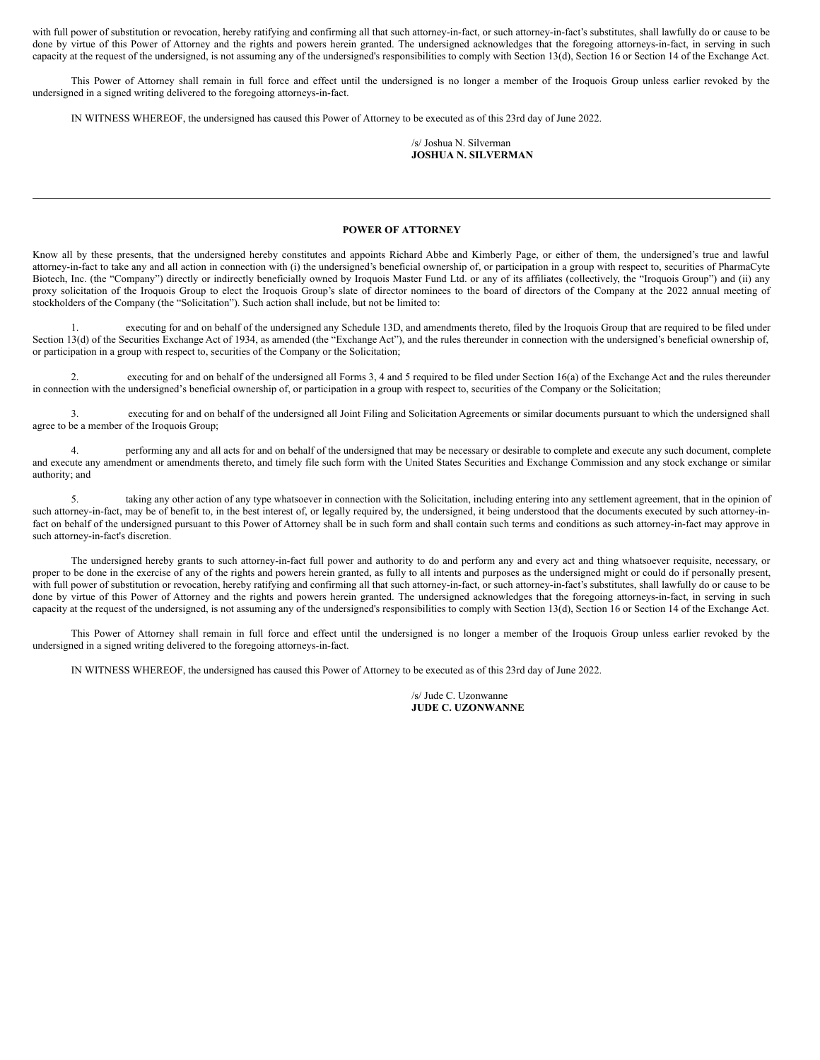with full power of substitution or revocation, hereby ratifying and confirming all that such attorney-in-fact, or such attorney-in-fact's substitutes, shall lawfully do or cause to be done by virtue of this Power of Attorney and the rights and powers herein granted. The undersigned acknowledges that the foregoing attorneys-in-fact, in serving in such capacity at the request of the undersigned, is not assuming any of the undersigned's responsibilities to comply with Section 13(d), Section 16 or Section 14 of the Exchange Act.

This Power of Attorney shall remain in full force and effect until the undersigned is no longer a member of the Iroquois Group unless earlier revoked by the undersigned in a signed writing delivered to the foregoing attorneys-in-fact.

IN WITNESS WHEREOF, the undersigned has caused this Power of Attorney to be executed as of this 23rd day of June 2022.

/s/ Joshua N. Silverman
**JOSHUA N. SILVERMAN**

---

**POWER OF ATTORNEY**

Know all by these presents, that the undersigned hereby constitutes and appoints Richard Abbe and Kimberly Page, or either of them, the undersigned's true and lawful attorney-in-fact to take any and all action in connection with (i) the undersigned's beneficial ownership of, or participation in a group with respect to, securities of PharmaCyte Biotech, Inc. (the "Company") directly or indirectly beneficially owned by Iroquois Master Fund Ltd. or any of its affiliates (collectively, the "Iroquois Group") and (ii) any proxy solicitation of the Iroquois Group to elect the Iroquois Group's slate of director nominees to the board of directors of the Company at the 2022 annual meeting of stockholders of the Company (the "Solicitation"). Such action shall include, but not be limited to:

1. executing for and on behalf of the undersigned any Schedule 13D, and amendments thereto, filed by the Iroquois Group that are required to be filed under Section 13(d) of the Securities Exchange Act of 1934, as amended (the "Exchange Act"), and the rules thereunder in connection with the undersigned's beneficial ownership of, or participation in a group with respect to, securities of the Company or the Solicitation;

2. executing for and on behalf of the undersigned all Forms 3, 4 and 5 required to be filed under Section 16(a) of the Exchange Act and the rules thereunder in connection with the undersigned's beneficial ownership of, or participation in a group with respect to, securities of the Company or the Solicitation;

3. executing for and on behalf of the undersigned all Joint Filing and Solicitation Agreements or similar documents pursuant to which the undersigned shall agree to be a member of the Iroquois Group;

4. performing any and all acts for and on behalf of the undersigned that may be necessary or desirable to complete and execute any such document, complete and execute any amendment or amendments thereto, and timely file such form with the United States Securities and Exchange Commission and any stock exchange or similar authority; and

5. taking any other action of any type whatsoever in connection with the Solicitation, including entering into any settlement agreement, that in the opinion of such attorney-in-fact, may be of benefit to, in the best interest of, or legally required by, the undersigned, it being understood that the documents executed by such attorney-in-fact on behalf of the undersigned pursuant to this Power of Attorney shall be in such form and shall contain such terms and conditions as such attorney-in-fact may approve in such attorney-in-fact's discretion.

The undersigned hereby grants to such attorney-in-fact full power and authority to do and perform any and every act and thing whatsoever requisite, necessary, or proper to be done in the exercise of any of the rights and powers herein granted, as fully to all intents and purposes as the undersigned might or could do if personally present, with full power of substitution or revocation, hereby ratifying and confirming all that such attorney-in-fact, or such attorney-in-fact's substitutes, shall lawfully do or cause to be done by virtue of this Power of Attorney and the rights and powers herein granted. The undersigned acknowledges that the foregoing attorneys-in-fact, in serving in such capacity at the request of the undersigned, is not assuming any of the undersigned's responsibilities to comply with Section 13(d), Section 16 or Section 14 of the Exchange Act.

This Power of Attorney shall remain in full force and effect until the undersigned is no longer a member of the Iroquois Group unless earlier revoked by the undersigned in a signed writing delivered to the foregoing attorneys-in-fact.

IN WITNESS WHEREOF, the undersigned has caused this Power of Attorney to be executed as of this 23rd day of June 2022.

/s/ Jude C. Uzonwanne
**JUDE C. UZONWANNE**